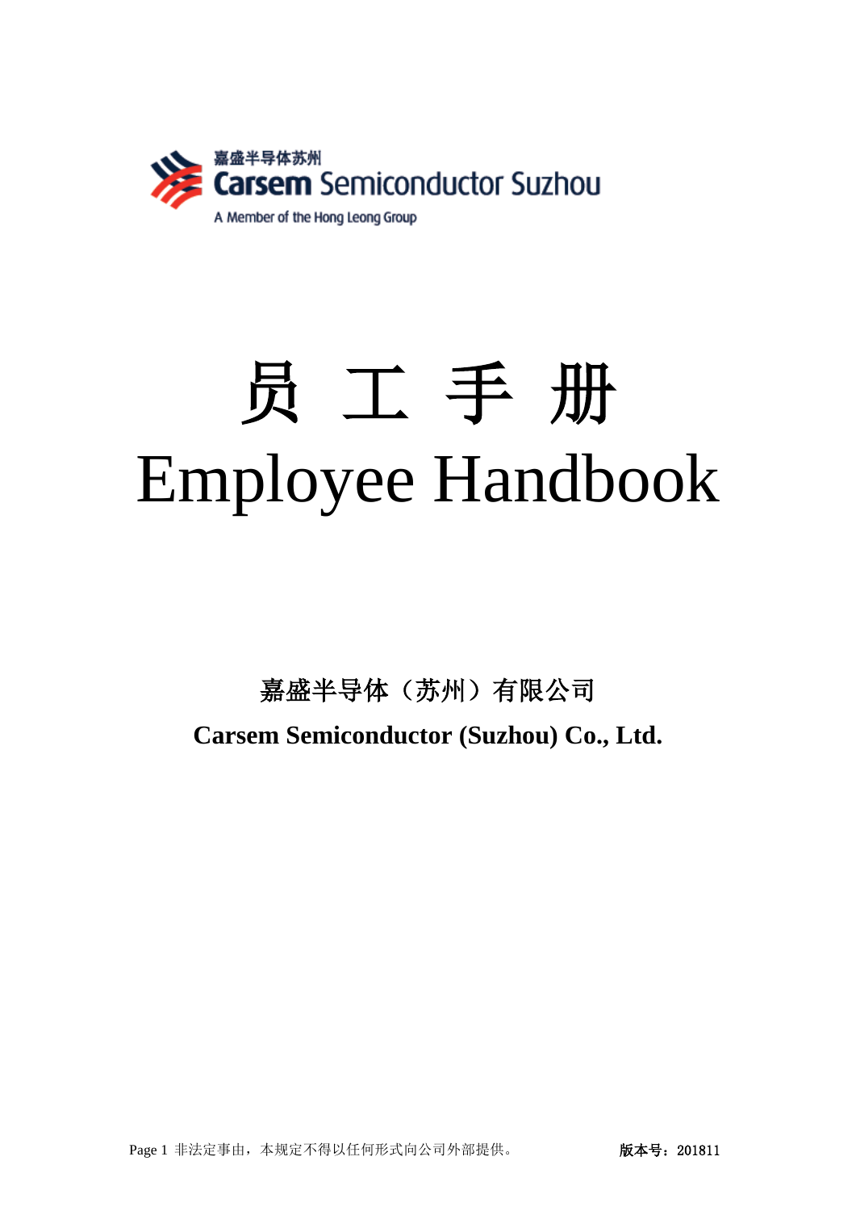嘉盛半导体苏州

Carsem Semiconductor Suzhou

A Member of the Hong Leong Group

# 员 工 手 册

# Employee Handbook

**嘉盛半导体（苏州）有限公司**

**Carsem Semiconductor (Suzhou) Co., Ltd.**

非法定事由，本规定不得以任何形式向公司外部提供。

**版本号：**201811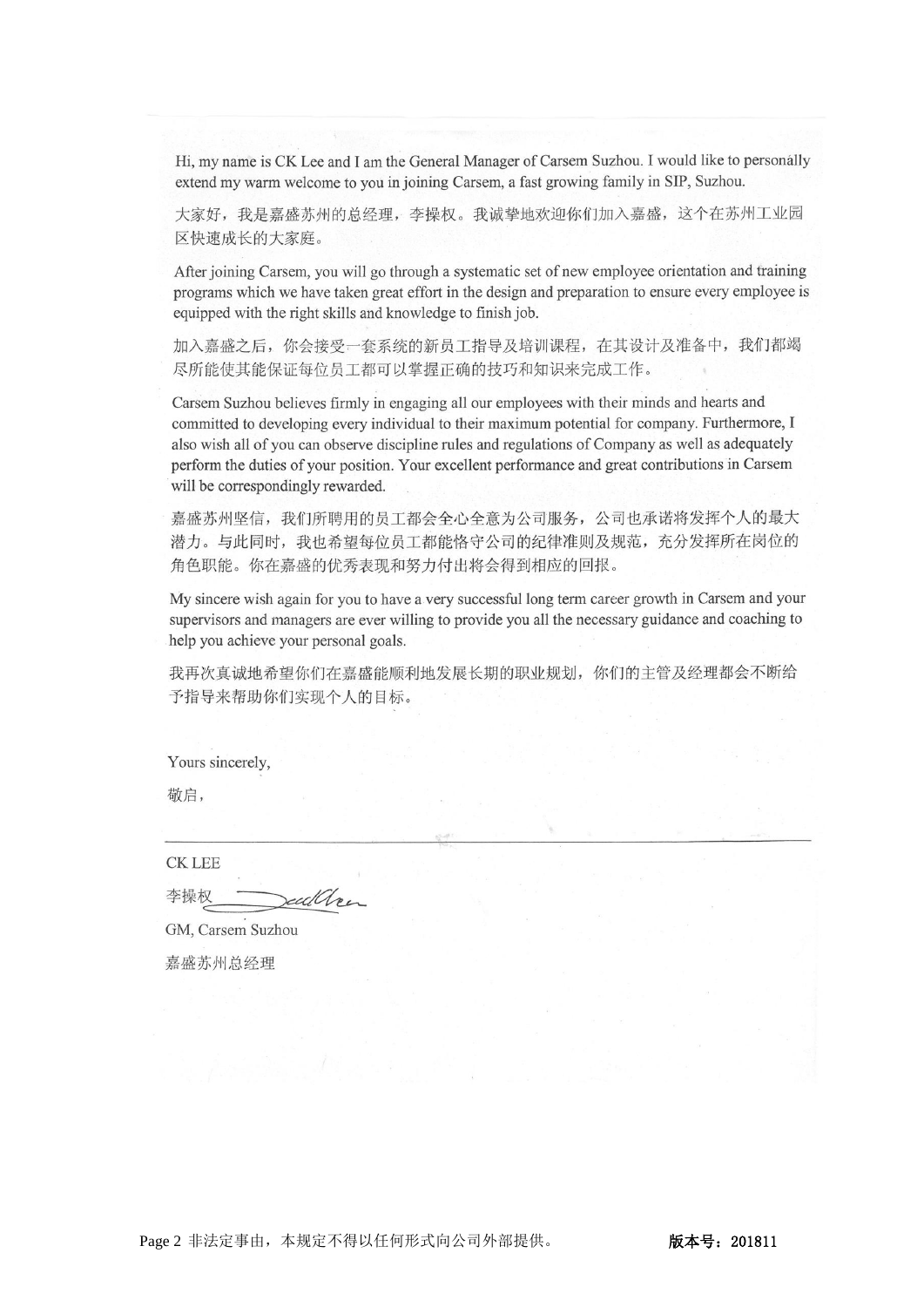Hi, my name is CK Lee and I am the General Manager of Carsem Suzhou. I would like to personally extend my warm welcome to you in joining Carsem, a fast growing family in SIP, Suzhou.

大家好，我是嘉盛苏州的总经理，李操权。我诚挚地欢迎你们加入嘉盛，这个在苏州工业园区快速成长的大家庭。

After joining Carsem, you will go through a systematic set of new employee orientation and training programs which we have taken great effort in the design and preparation to ensure every employee is equipped with the right skills and knowledge to finish job.

加入嘉盛之后，你会接受一套系统的新员工指导及培训课程，在其设计及准备中，我们都竭尽所能使其能保证每位员工都可以掌握正确的技巧和知识来完成工作。

Carsem Suzhou believes firmly in engaging all our employees with their minds and hearts and committed to developing every individual to their maximum potential for company. Furthermore, I also wish all of you can observe discipline rules and regulations of Company as well as adequately perform the duties of your position. Your excellent performance and great contributions in Carsem will be correspondingly rewarded.

嘉盛苏州坚信，我们所聘用的员工都会全心全意为公司服务，公司也承诺将发挥个人的最大潜力。与此同时，我也希望每位员工都能恪守公司的纪律准则及规范，充分发挥所在岗位的角色职能。你在嘉盛的优秀表现和努力付出将会得到相应的回报。

My sincere wish again for you to have a very successful long term career growth in Carsem and your supervisors and managers are ever willing to provide you all the necessary guidance and coaching to help you achieve your personal goals.

我再次真诚地希望你们在嘉盛能顺利地发展长期的职业规划，你们的主管及经理都会不断给予指导来帮助你们实现个人的目标。

Yours sincerely,

敬启，

---

CK LEE

李操权

GM, Carsem Suzhou

嘉盛苏州总经理

非法定事由，本规定不得以任何形式向公司外部提供。 **版本号：201811**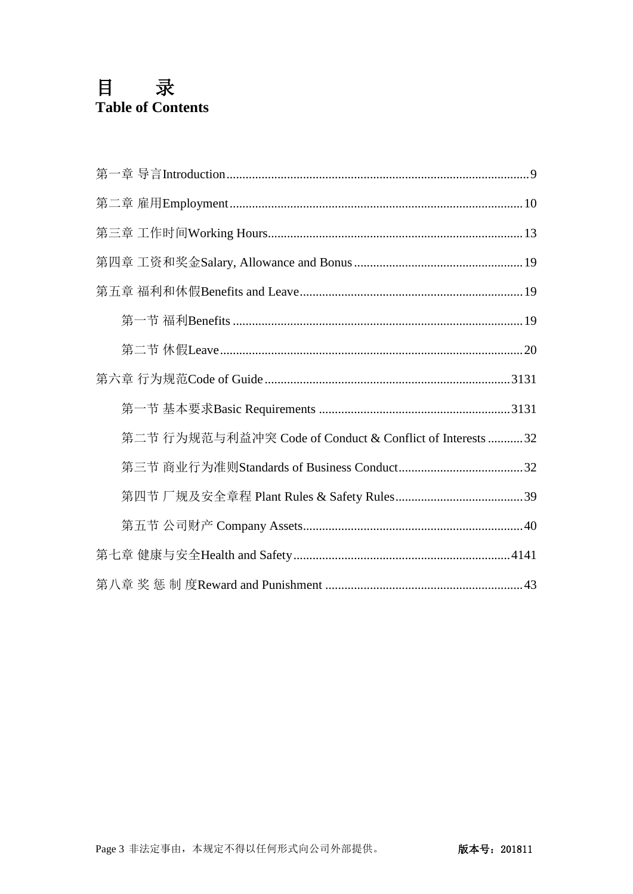# 目　　录
**Table of Contents**

第一章 导言Introduction.......................................................................................9

第二章 雇用Employment.......................................................................................10

第三章 工作时间Working Hours.......................................................................................13

第四章 工资和奖金Salary, Allowance and Bonus.......................................................................................19

第五章 福利和休假Benefits and Leave.......................................................................................19

　　第一节 福利Benefits.......................................................................................19

　　第二节 休假Leave.......................................................................................20

第六章 行为规范Code of Guide.......................................................................................3131

　　第一节 基本要求Basic Requirements.......................................................................................3131

　　第二节 行为规范与利益冲突 Code of Conduct & Conflict of Interests.......................................................................................32

　　第三节 商业行为准则Standards of Business Conduct.......................................................................................32

　　第四节 厂规及安全章程 Plant Rules & Safety Rules.......................................................................................39

　　第五节 公司财产 Company Assets.......................................................................................40

第七章 健康与安全Health and Safety.......................................................................................4141

第八章 奖 惩 制 度Reward and Punishment.......................................................................................43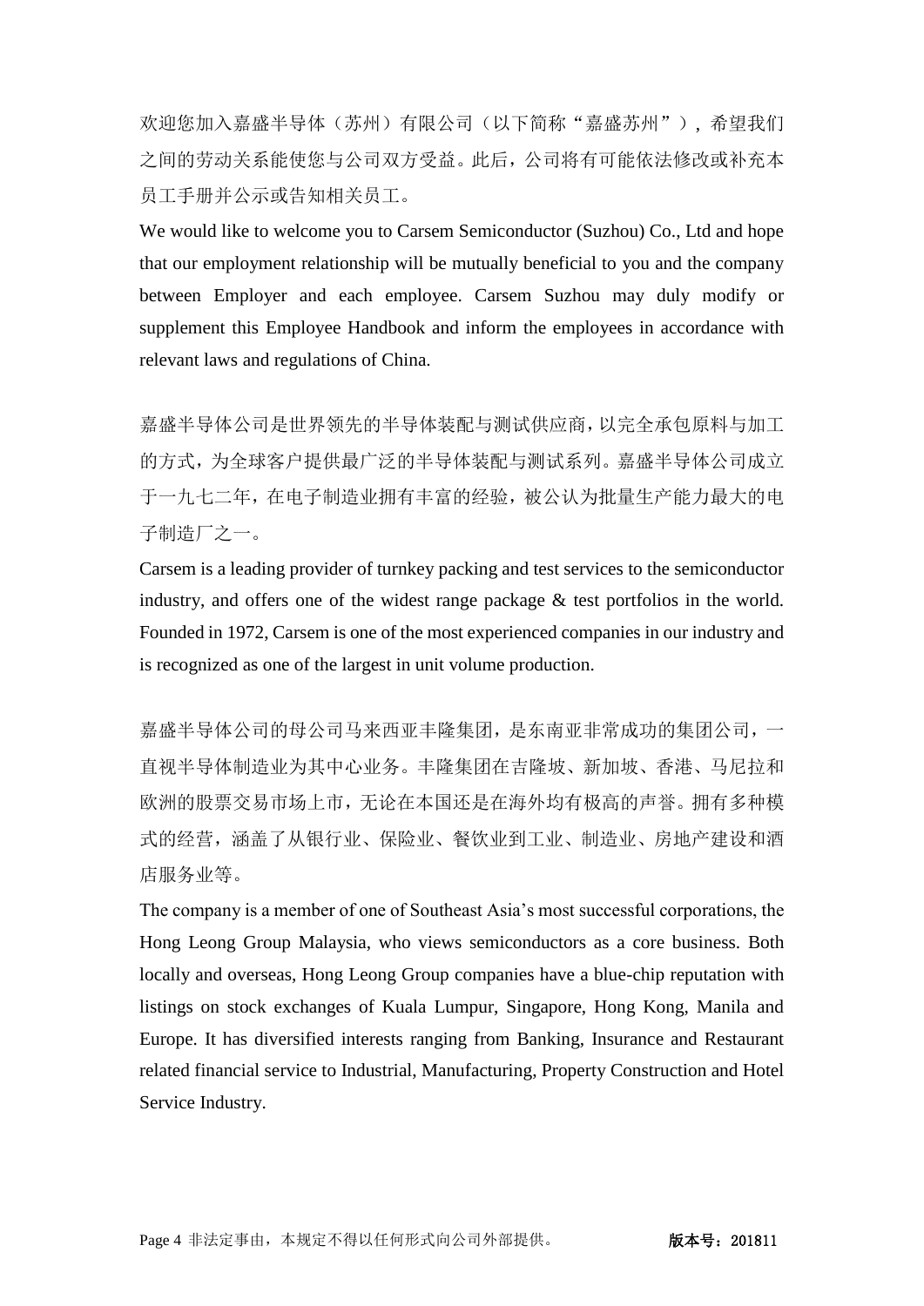欢迎您加入嘉盛半导体（苏州）有限公司（以下简称"嘉盛苏州"），希望我们之间的劳动关系能使您与公司双方受益。此后，公司将有可能依法修改或补充本员工手册并公示或告知相关员工。

We would like to welcome you to Carsem Semiconductor (Suzhou) Co., Ltd and hope that our employment relationship will be mutually beneficial to you and the company between Employer and each employee. Carsem Suzhou may duly modify or supplement this Employee Handbook and inform the employees in accordance with relevant laws and regulations of China.

嘉盛半导体公司是世界领先的半导体装配与测试供应商，以完全承包原料与加工的方式，为全球客户提供最广泛的半导体装配与测试系列。嘉盛半导体公司成立于一九七二年，在电子制造业拥有丰富的经验，被公认为批量生产能力最大的电子制造厂之一。

Carsem is a leading provider of turnkey packing and test services to the semiconductor industry, and offers one of the widest range package & test portfolios in the world. Founded in 1972, Carsem is one of the most experienced companies in our industry and is recognized as one of the largest in unit volume production.

嘉盛半导体公司的母公司马来西亚丰隆集团，是东南亚非常成功的集团公司，一直视半导体制造业为其中心业务。丰隆集团在吉隆坡、新加坡、香港、马尼拉和欧洲的股票交易市场上市，无论在本国还是在海外均有极高的声誉。拥有多种模式的经营，涵盖了从银行业、保险业、餐饮业到工业、制造业、房地产建设和酒店服务业等。

The company is a member of one of Southeast Asia's most successful corporations, the Hong Leong Group Malaysia, who views semiconductors as a core business. Both locally and overseas, Hong Leong Group companies have a blue-chip reputation with listings on stock exchanges of Kuala Lumpur, Singapore, Hong Kong, Manila and Europe. It has diversified interests ranging from Banking, Insurance and Restaurant related financial service to Industrial, Manufacturing, Property Construction and Hotel Service Industry.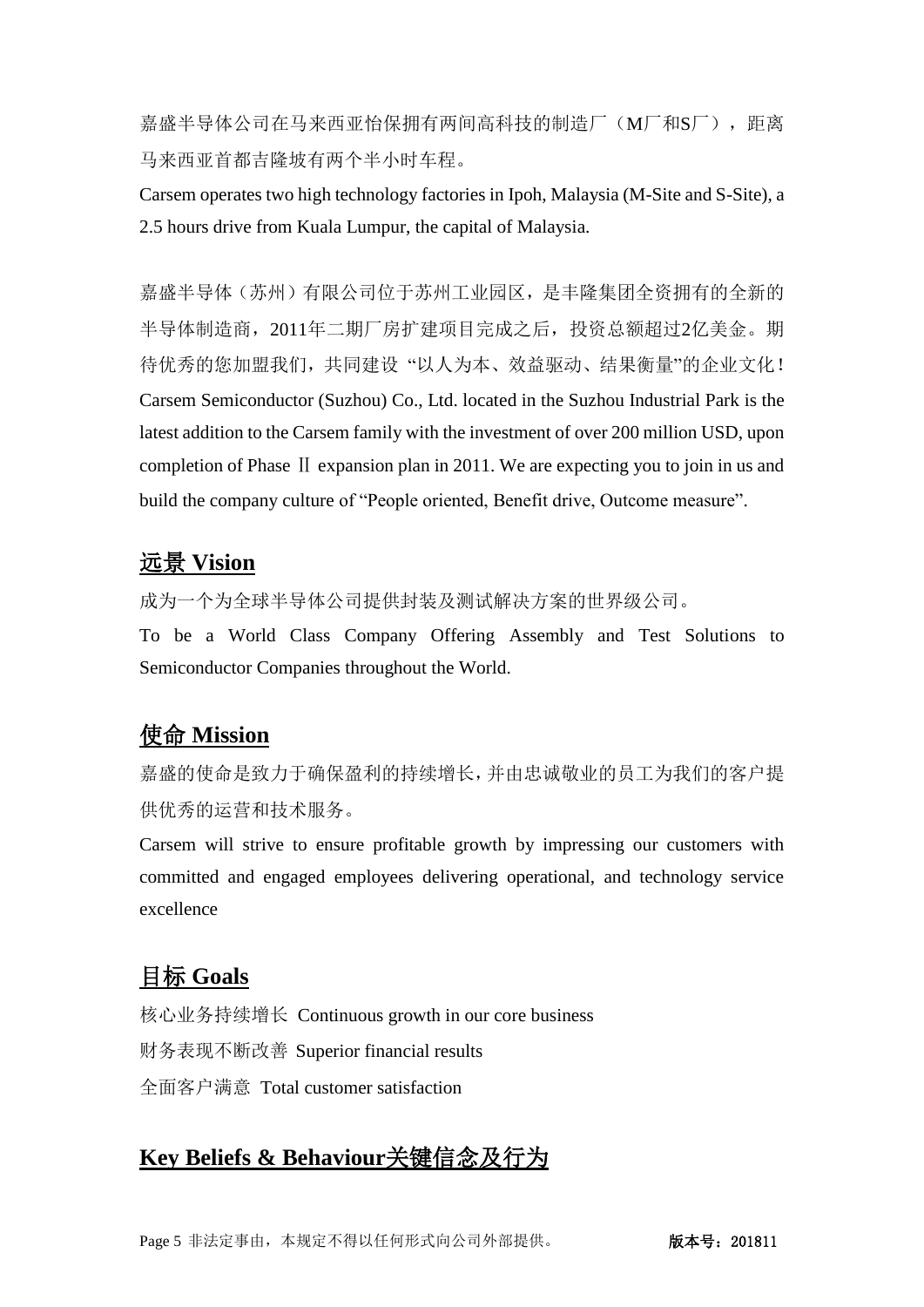嘉盛半导体公司在马来西亚怡保拥有两间高科技的制造厂（M厂和S厂），距离马来西亚首都吉隆坡有两个半小时车程。

Carsem operates two high technology factories in Ipoh, Malaysia (M-Site and S-Site), a 2.5 hours drive from Kuala Lumpur, the capital of Malaysia.

嘉盛半导体（苏州）有限公司位于苏州工业园区，是丰隆集团全资拥有的全新的半导体制造商，2011年二期厂房扩建项目完成之后，投资总额超过2亿美金。期待优秀的您加盟我们，共同建设 "以人为本、效益驱动、结果衡量"的企业文化！

Carsem Semiconductor (Suzhou) Co., Ltd. located in the Suzhou Industrial Park is the latest addition to the Carsem family with the investment of over 200 million USD, upon completion of Phase Ⅱ expansion plan in 2011. We are expecting you to join in us and build the company culture of "People oriented, Benefit drive, Outcome measure".

## 远景 Vision

成为一个为全球半导体公司提供封装及测试解决方案的世界级公司。

To be a World Class Company Offering Assembly and Test Solutions to Semiconductor Companies throughout the World.

## 使命 Mission

嘉盛的使命是致力于确保盈利的持续增长，并由忠诚敬业的员工为我们的客户提供优秀的运营和技术服务。

Carsem will strive to ensure profitable growth by impressing our customers with committed and engaged employees delivering operational, and technology service excellence

## 目标 Goals

核心业务持续增长 Continuous growth in our core business

财务表现不断改善 Superior financial results

全面客户满意 Total customer satisfaction

## Key Beliefs & Behaviour关键信念及行为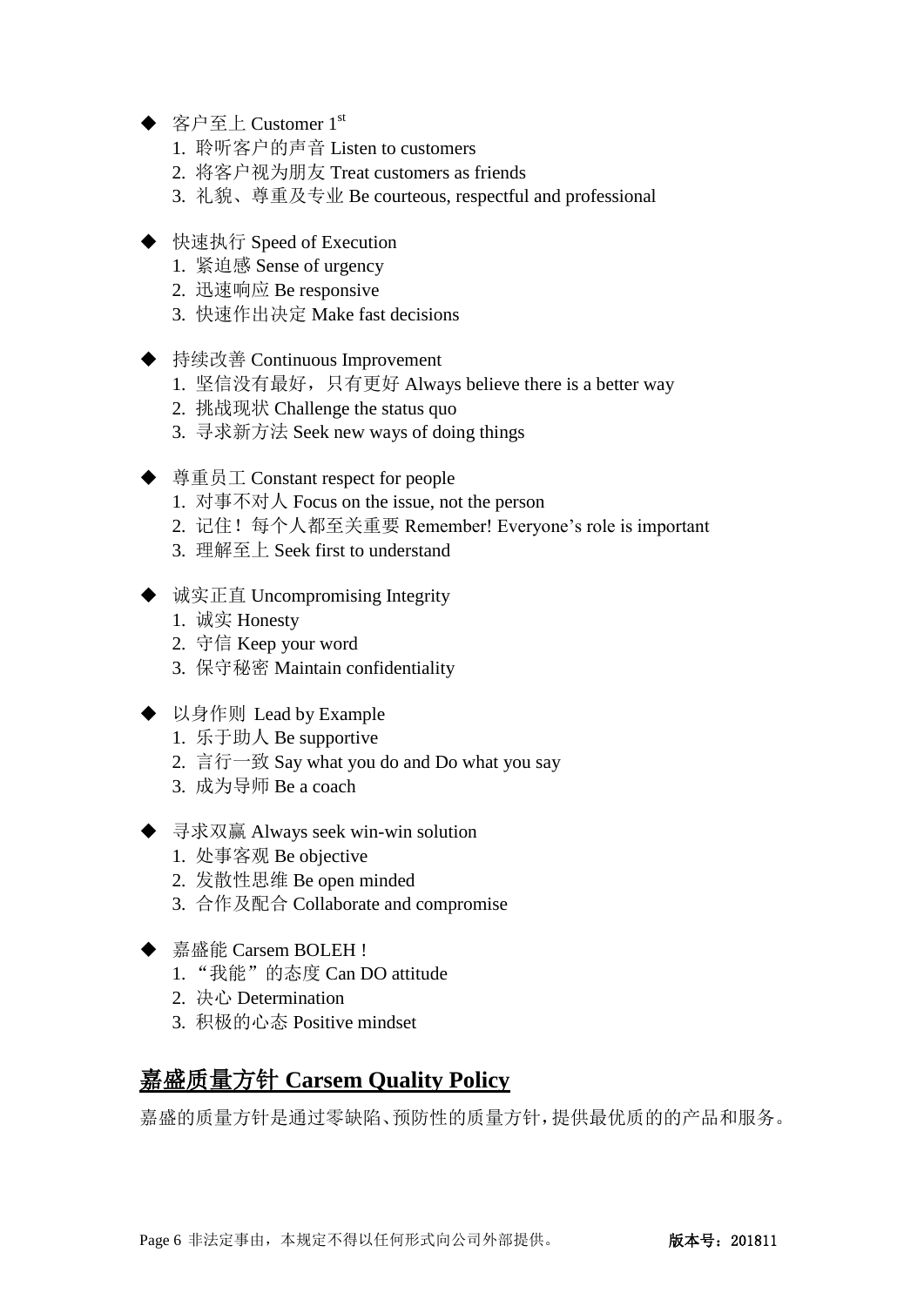- ◆ 客户至上 Customer 1st
  1. 聆听客户的声音 Listen to customers
  2. 将客户视为朋友 Treat customers as friends
  3. 礼貌、尊重及专业 Be courteous, respectful and professional

- ◆ 快速执行 Speed of Execution
  1. 紧迫感 Sense of urgency
  2. 迅速响应 Be responsive
  3. 快速作出决定 Make fast decisions

- ◆ 持续改善 Continuous Improvement
  1. 坚信没有最好，只有更好 Always believe there is a better way
  2. 挑战现状 Challenge the status quo
  3. 寻求新方法 Seek new ways of doing things

- ◆ 尊重员工 Constant respect for people
  1. 对事不对人 Focus on the issue, not the person
  2. 记住！每个人都至关重要 Remember! Everyone's role is important
  3. 理解至上 Seek first to understand

- ◆ 诚实正直 Uncompromising Integrity
  1. 诚实 Honesty
  2. 守信 Keep your word
  3. 保守秘密 Maintain confidentiality

- ◆ 以身作则 Lead by Example
  1. 乐于助人 Be supportive
  2. 言行一致 Say what you do and Do what you say
  3. 成为导师 Be a coach

- ◆ 寻求双赢 Always seek win-win solution
  1. 处事客观 Be objective
  2. 发散性思维 Be open minded
  3. 合作及配合 Collaborate and compromise

- ◆ 嘉盛能 Carsem BOLEH !
  1. "我能"的态度 Can DO attitude
  2. 决心 Determination
  3. 积极的心态 Positive mindset

## 嘉盛质量方针 Carsem Quality Policy

嘉盛的质量方针是通过零缺陷、预防性的质量方针，提供最优质的的产品和服务。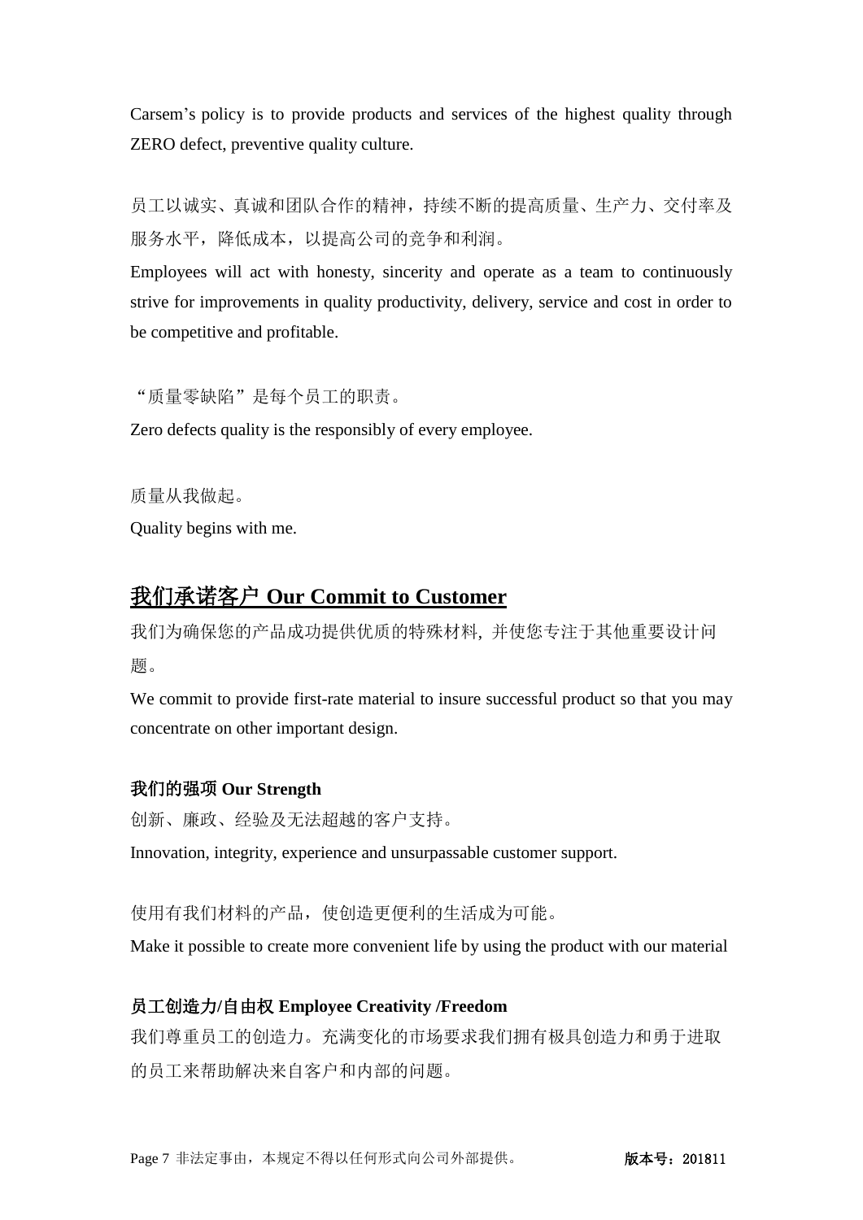Carsem’s policy is to provide products and services of the highest quality through ZERO defect, preventive quality culture.

员工以诚实、真诚和团队合作的精神，持续不断的提高质量、生产力、交付率及服务水平，降低成本，以提高公司的竞争和利润。

Employees will act with honesty, sincerity and operate as a team to continuously strive for improvements in quality productivity, delivery, service and cost in order to be competitive and profitable.

“质量零缺陷”是每个员工的职责。

Zero defects quality is the responsibly of every employee.

质量从我做起。

Quality begins with me.

## 我们承诺客户 Our Commit to Customer

我们为确保您的产品成功提供优质的特殊材料, 并使您专注于其他重要设计问题。

We commit to provide first-rate material to insure successful product so that you may concentrate on other important design.

**我们的强项 Our Strength**

创新、廉政、经验及无法超越的客户支持。

Innovation, integrity, experience and unsurpassable customer support.

使用有我们材料的产品，使创造更便利的生活成为可能。

Make it possible to create more convenient life by using the product with our material

**员工创造力/自由权 Employee Creativity /Freedom**

我们尊重员工的创造力。充满变化的市场要求我们拥有极具创造力和勇于进取的员工来帮助解决来自客户和内部的问题。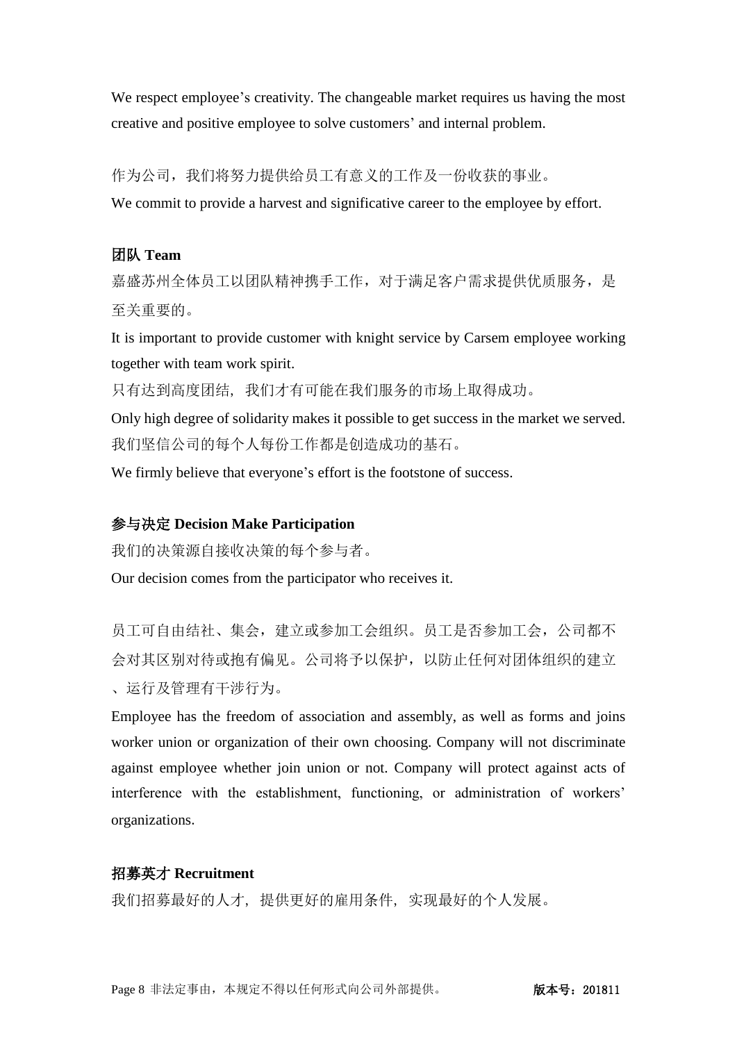We respect employee's creativity. The changeable market requires us having the most creative and positive employee to solve customers' and internal problem.

作为公司，我们将努力提供给员工有意义的工作及一份收获的事业。

We commit to provide a harvest and significative career to the employee by effort.

### 团队 Team

嘉盛苏州全体员工以团队精神携手工作，对于满足客户需求提供优质服务，是至关重要的。

It is important to provide customer with knight service by Carsem employee working together with team work spirit.

只有达到高度团结，我们才有可能在我们服务的市场上取得成功。

Only high degree of solidarity makes it possible to get success in the market we served.

我们坚信公司的每个人每份工作都是创造成功的基石。

We firmly believe that everyone's effort is the footstone of success.

### 参与决定 Decision Make Participation

我们的决策源自接收决策的每个参与者。

Our decision comes from the participator who receives it.

员工可自由结社、集会，建立或参加工会组织。员工是否参加工会，公司都不会对其区别对待或抱有偏见。公司将予以保护，以防止任何对团体组织的建立、运行及管理有干涉行为。

Employee has the freedom of association and assembly, as well as forms and joins worker union or organization of their own choosing. Company will not discriminate against employee whether join union or not. Company will protect against acts of interference with the establishment, functioning, or administration of workers' organizations.

### 招募英才 Recruitment

我们招募最好的人才，提供更好的雇用条件，实现最好的个人发展。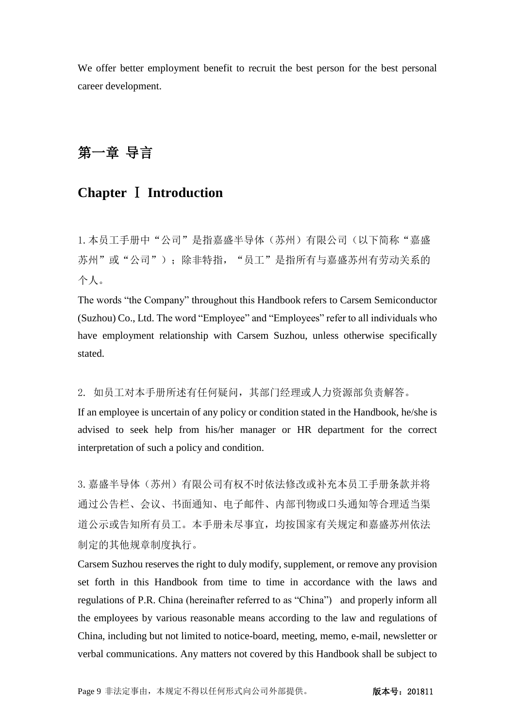We offer better employment benefit to recruit the best person for the best personal career development.

# 第一章 导言

# Chapter Ⅰ Introduction

1. 本员工手册中"公司"是指嘉盛半导体（苏州）有限公司（以下简称"嘉盛苏州"或"公司"）；除非特指，"员工"是指所有与嘉盛苏州有劳动关系的个人。

The words "the Company" throughout this Handbook refers to Carsem Semiconductor (Suzhou) Co., Ltd. The word "Employee" and "Employees" refer to all individuals who have employment relationship with Carsem Suzhou, unless otherwise specifically stated.

2. 如员工对本手册所述有任何疑问，其部门经理或人力资源部负责解答。

If an employee is uncertain of any policy or condition stated in the Handbook, he/she is advised to seek help from his/her manager or HR department for the correct interpretation of such a policy and condition.

3. 嘉盛半导体（苏州）有限公司有权不时依法修改或补充本员工手册条款并将通过公告栏、会议、书面通知、电子邮件、内部刊物或口头通知等合理适当渠道公示或告知所有员工。本手册未尽事宜，均按国家有关规定和嘉盛苏州依法制定的其他规章制度执行。

Carsem Suzhou reserves the right to duly modify, supplement, or remove any provision set forth in this Handbook from time to time in accordance with the laws and regulations of P.R. China (hereinafter referred to as "China") and properly inform all the employees by various reasonable means according to the law and regulations of China, including but not limited to notice-board, meeting, memo, e-mail, newsletter or verbal communications. Any matters not covered by this Handbook shall be subject to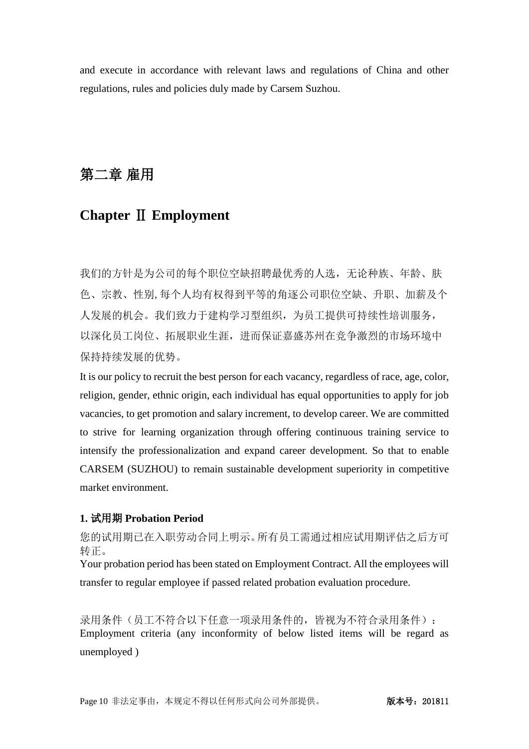and execute in accordance with relevant laws and regulations of China and other regulations, rules and policies duly made by Carsem Suzhou.

# 第二章 雇用

# Chapter Ⅱ Employment

我们的方针是为公司的每个职位空缺招聘最优秀的人选，无论种族、年龄、肤色、宗教、性别, 每个人均有权得到平等的角逐公司职位空缺、升职、加薪及个人发展的机会。我们致力于建构学习型组织，为员工提供可持续性培训服务，以深化员工岗位、拓展职业生涯，进而保证嘉盛苏州在竞争激烈的市场环境中保持持续发展的优势。

It is our policy to recruit the best person for each vacancy, regardless of race, age, color, religion, gender, ethnic origin, each individual has equal opportunities to apply for job vacancies, to get promotion and salary increment, to develop career. We are committed to strive for learning organization through offering continuous training service to intensify the professionalization and expand career development. So that to enable CARSEM (SUZHOU) to remain sustainable development superiority in competitive market environment.

**1. 试用期 Probation Period**

您的试用期已在入职劳动合同上明示。所有员工需通过相应试用期评估之后方可转正。

Your probation period has been stated on Employment Contract. All the employees will transfer to regular employee if passed related probation evaluation procedure.

录用条件（员工不符合以下任意一项录用条件的，皆视为不符合录用条件）：

Employment criteria (any inconformity of below listed items will be regard as unemployed )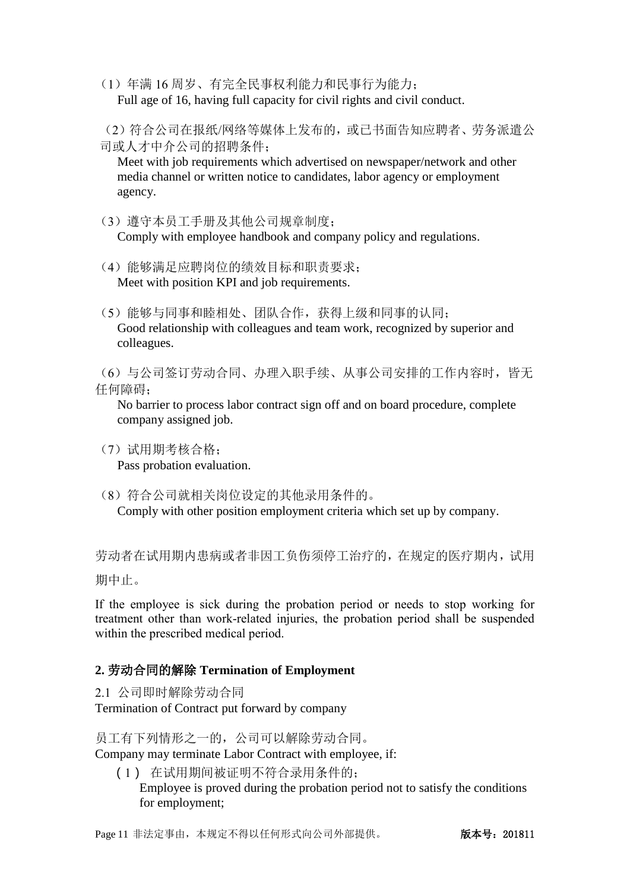（1）年满 16 周岁、有完全民事权利能力和民事行为能力；
Full age of 16, having full capacity for civil rights and civil conduct.

（2）符合公司在报纸/网络等媒体上发布的，或已书面告知应聘者、劳务派遣公司或人才中介公司的招聘条件；
Meet with job requirements which advertised on newspaper/network and other media channel or written notice to candidates, labor agency or employment agency.

（3）遵守本员工手册及其他公司规章制度；
Comply with employee handbook and company policy and regulations.

（4）能够满足应聘岗位的绩效目标和职责要求；
Meet with position KPI and job requirements.

（5）能够与同事和睦相处、团队合作，获得上级和同事的认同；
Good relationship with colleagues and team work, recognized by superior and colleagues.

（6）与公司签订劳动合同、办理入职手续、从事公司安排的工作内容时，皆无任何障碍；
No barrier to process labor contract sign off and on board procedure, complete company assigned job.

（7）试用期考核合格；
Pass probation evaluation.

（8）符合公司就相关岗位设定的其他录用条件的。
Comply with other position employment criteria which set up by company.

劳动者在试用期内患病或者非因工负伤须停工治疗的，在规定的医疗期内，试用期中止。

If the employee is sick during the probation period or needs to stop working for treatment other than work-related injuries, the probation period shall be suspended within the prescribed medical period.

**2. 劳动合同的解除 Termination of Employment**

2.1 公司即时解除劳动合同
Termination of Contract put forward by company

员工有下列情形之一的，公司可以解除劳动合同。
Company may terminate Labor Contract with employee, if:

（1） 在试用期间被证明不符合录用条件的；
Employee is proved during the probation period not to satisfy the conditions for employment;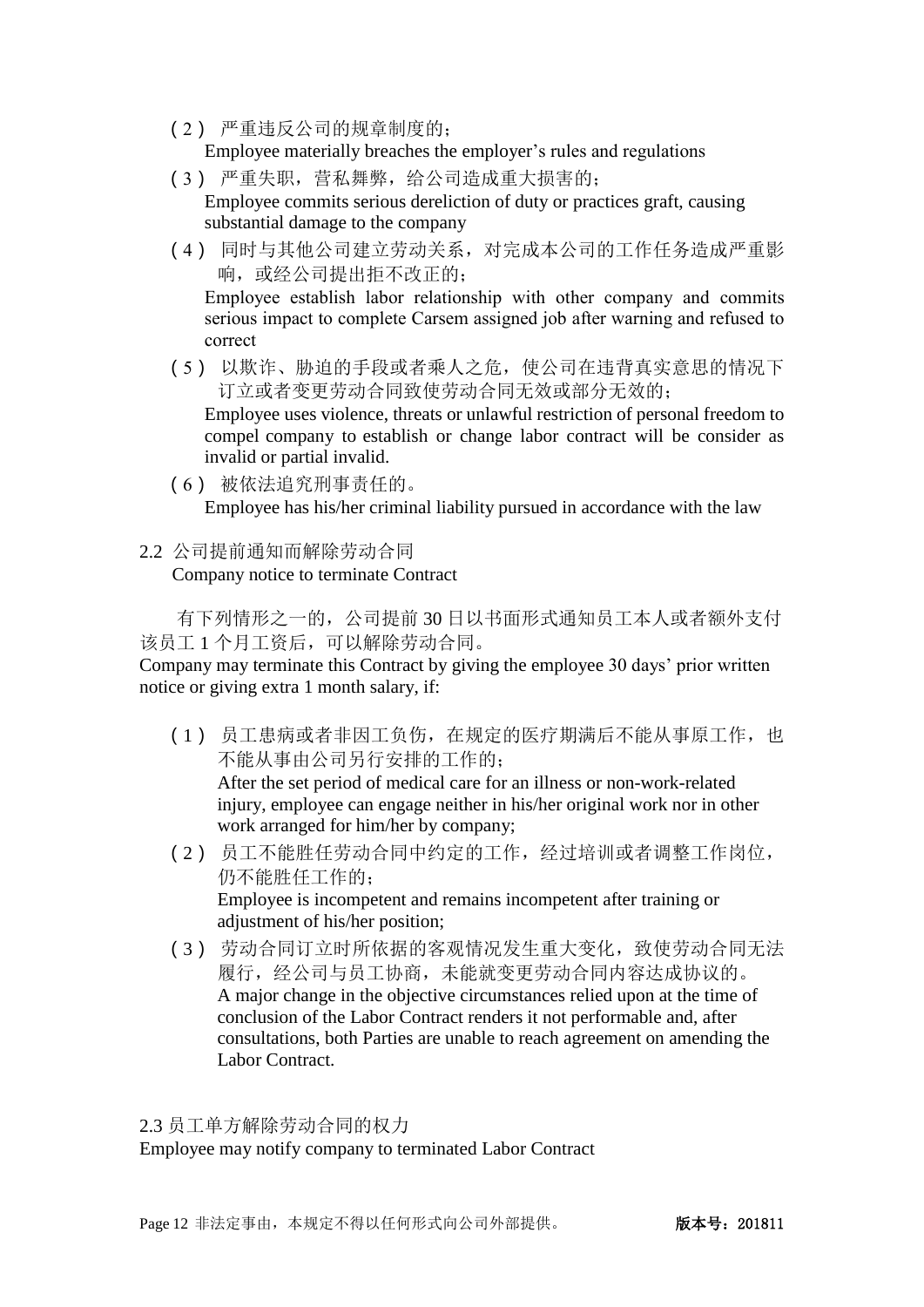（2） 严重违反公司的规章制度的；
Employee materially breaches the employer's rules and regulations

（3） 严重失职，营私舞弊，给公司造成重大损害的；
Employee commits serious dereliction of duty or practices graft, causing substantial damage to the company

（4） 同时与其他公司建立劳动关系，对完成本公司的工作任务造成严重影响，或经公司提出拒不改正的；
Employee establish labor relationship with other company and commits serious impact to complete Carsem assigned job after warning and refused to correct

（5） 以欺诈、胁迫的手段或者乘人之危，使公司在违背真实意思的情况下订立或者变更劳动合同致使劳动合同无效或部分无效的；
Employee uses violence, threats or unlawful restriction of personal freedom to compel company to establish or change labor contract will be consider as invalid or partial invalid.

（6） 被依法追究刑事责任的。
Employee has his/her criminal liability pursued in accordance with the law

2.2 公司提前通知而解除劳动合同
Company notice to terminate Contract

有下列情形之一的，公司提前 30 日以书面形式通知员工本人或者额外支付该员工 1 个月工资后，可以解除劳动合同。
Company may terminate this Contract by giving the employee 30 days' prior written notice or giving extra 1 month salary, if:

（1） 员工患病或者非因工负伤，在规定的医疗期满后不能从事原工作，也不能从事由公司另行安排的工作的；
After the set period of medical care for an illness or non-work-related injury, employee can engage neither in his/her original work nor in other work arranged for him/her by company;

（2） 员工不能胜任劳动合同中约定的工作，经过培训或者调整工作岗位，仍不能胜任工作的；
Employee is incompetent and remains incompetent after training or adjustment of his/her position;

（3） 劳动合同订立时所依据的客观情况发生重大变化，致使劳动合同无法履行，经公司与员工协商，未能就变更劳动合同内容达成协议的。
A major change in the objective circumstances relied upon at the time of conclusion of the Labor Contract renders it not performable and, after consultations, both Parties are unable to reach agreement on amending the Labor Contract.

2.3 员工单方解除劳动合同的权力
Employee may notify company to terminated Labor Contract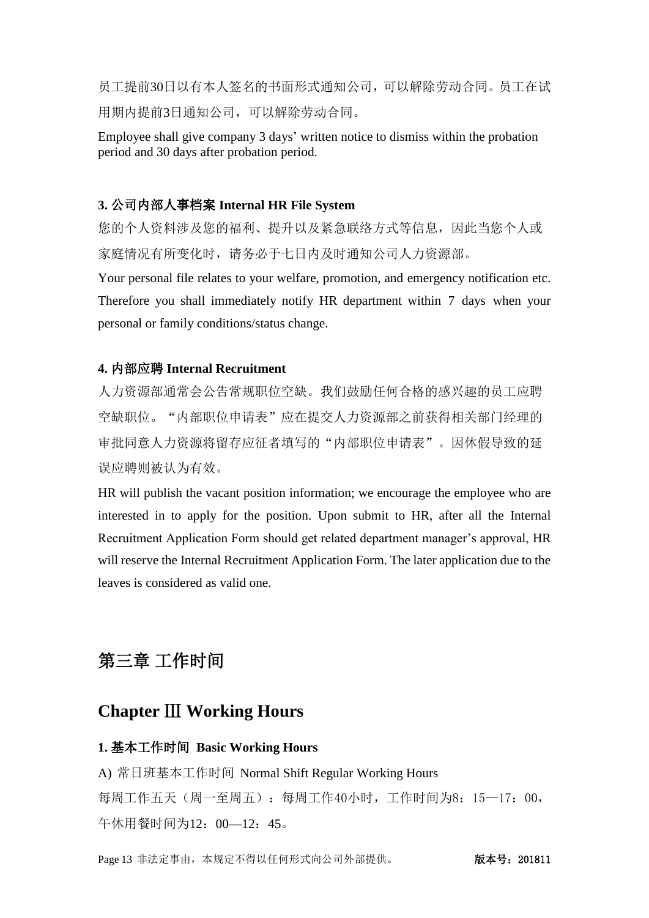员工提前30日以有本人签名的书面形式通知公司，可以解除劳动合同。员工在试用期内提前3日通知公司，可以解除劳动合同。

Employee shall give company 3 days' written notice to dismiss within the probation period and 30 days after probation period.

**3. 公司内部人事档案 Internal HR File System**

您的个人资料涉及您的福利、提升以及紧急联络方式等信息，因此当您个人或家庭情况有所变化时，请务必于七日内及时通知公司人力资源部。

Your personal file relates to your welfare, promotion, and emergency notification etc. Therefore you shall immediately notify HR department within 7 days when your personal or family conditions/status change.

**4. 内部应聘 Internal Recruitment**

人力资源部通常会公告常规职位空缺。我们鼓励任何合格的感兴趣的员工应聘空缺职位。"内部职位申请表"应在提交人力资源部之前获得相关部门经理的审批同意人力资源将留存应征者填写的"内部职位申请表"。因休假导致的延误应聘则被认为有效。

HR will publish the vacant position information; we encourage the employee who are interested in to apply for the position. Upon submit to HR, after all the Internal Recruitment Application Form should get related department manager's approval, HR will reserve the Internal Recruitment Application Form. The later application due to the leaves is considered as valid one.

# 第三章 工作时间

# Chapter Ⅲ Working Hours

**1. 基本工作时间 Basic Working Hours**

A) 常日班基本工作时间 Normal Shift Regular Working Hours

每周工作五天（周一至周五）：每周工作40小时，工作时间为8：15—17：00，午休用餐时间为12：00—12：45。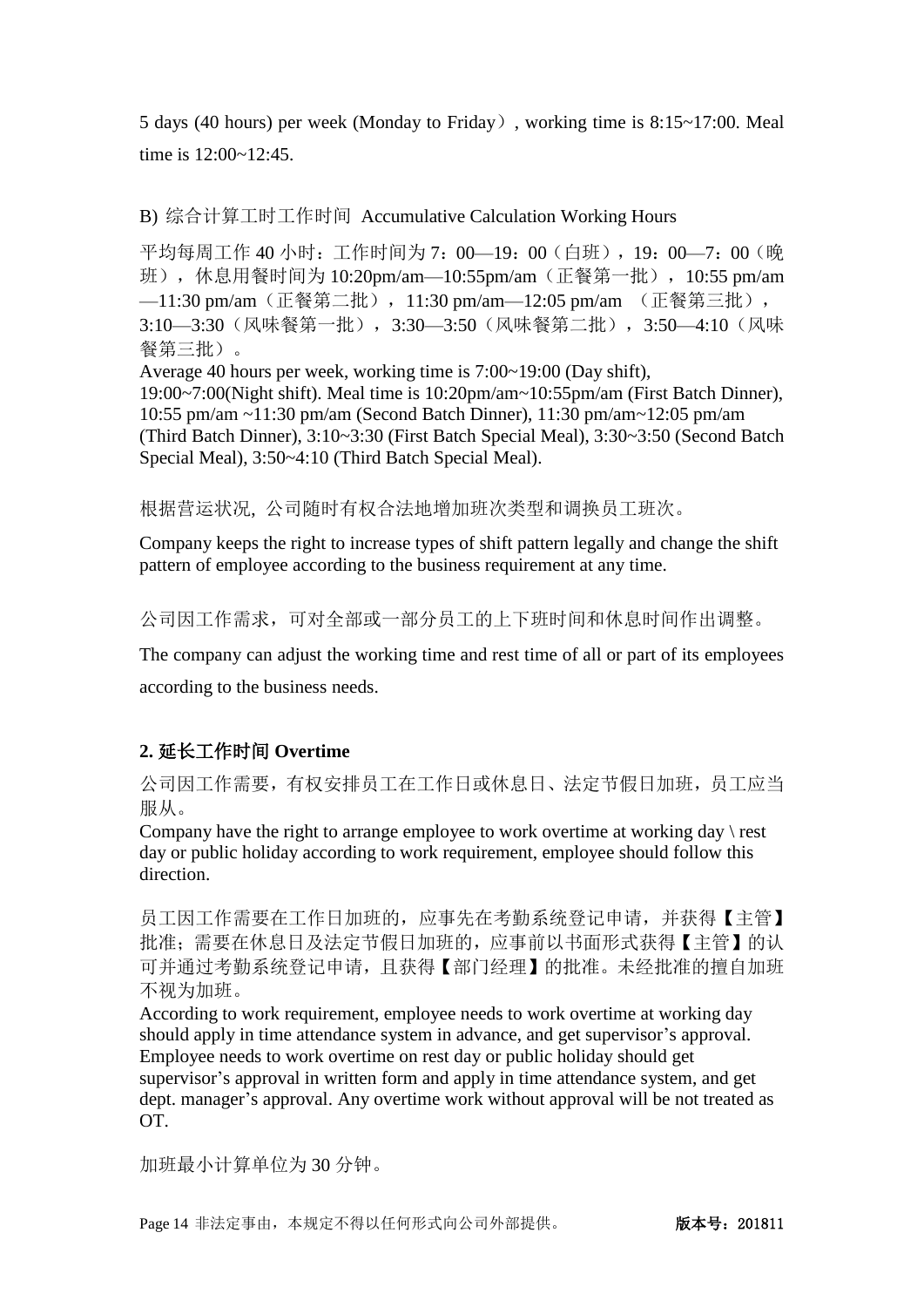5 days (40 hours) per week (Monday to Friday）, working time is 8:15~17:00. Meal time is 12:00~12:45.

B) 综合计算工时工作时间 Accumulative Calculation Working Hours

平均每周工作 40 小时：工作时间为 7：00—19：00（白班），19：00—7：00（晚班），休息用餐时间为 10:20pm/am—10:55pm/am（正餐第一批），10:55 pm/am—11:30 pm/am（正餐第二批），11:30 pm/am—12:05 pm/am （正餐第三批），3:10—3:30（风味餐第一批），3:30—3:50（风味餐第二批），3:50—4:10（风味餐第三批）。

Average 40 hours per week, working time is 7:00~19:00 (Day shift), 19:00~7:00(Night shift). Meal time is 10:20pm/am~10:55pm/am (First Batch Dinner), 10:55 pm/am ~11:30 pm/am (Second Batch Dinner), 11:30 pm/am~12:05 pm/am (Third Batch Dinner), 3:10~3:30 (First Batch Special Meal), 3:30~3:50 (Second Batch Special Meal), 3:50~4:10 (Third Batch Special Meal).

根据营运状况, 公司随时有权合法地增加班次类型和调换员工班次。

Company keeps the right to increase types of shift pattern legally and change the shift pattern of employee according to the business requirement at any time.

公司因工作需求，可对全部或一部分员工的上下班时间和休息时间作出调整。

The company can adjust the working time and rest time of all or part of its employees according to the business needs.

**2. 延长工作时间 Overtime**

公司因工作需要，有权安排员工在工作日或休息日、法定节假日加班，员工应当服从。

Company have the right to arrange employee to work overtime at working day \ rest day or public holiday according to work requirement, employee should follow this direction.

员工因工作需要在工作日加班的，应事先在考勤系统登记申请，并获得【主管】批准；需要在休息日及法定节假日加班的，应事前以书面形式获得【主管】的认可并通过考勤系统登记申请，且获得【部门经理】的批准。未经批准的擅自加班不视为加班。

According to work requirement, employee needs to work overtime at working day should apply in time attendance system in advance, and get supervisor's approval. Employee needs to work overtime on rest day or public holiday should get supervisor's approval in written form and apply in time attendance system, and get dept. manager's approval. Any overtime work without approval will be not treated as OT.

加班最小计算单位为 30 分钟。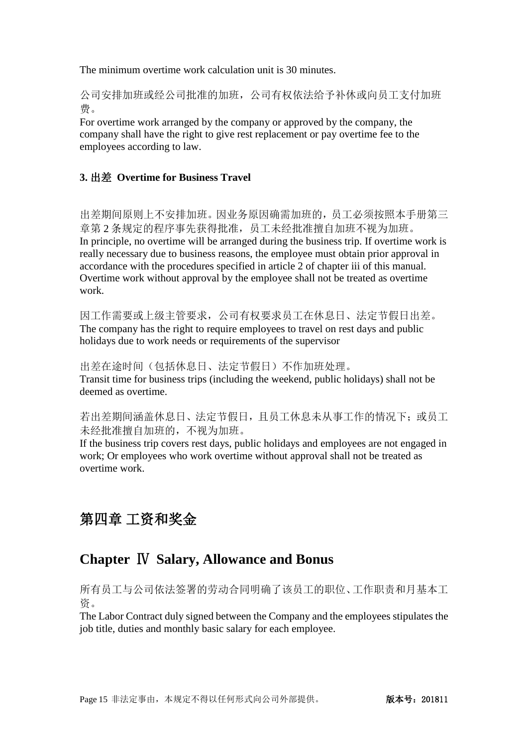The minimum overtime work calculation unit is 30 minutes.

公司安排加班或经公司批准的加班，公司有权依法给予补休或向员工支付加班费。
For overtime work arranged by the company or approved by the company, the company shall have the right to give rest replacement or pay overtime fee to the employees according to law.

### 3. 出差 Overtime for Business Travel

出差期间原则上不安排加班。因业务原因确需加班的，员工必须按照本手册第三章第 2 条规定的程序事先获得批准，员工未经批准擅自加班不视为加班。
In principle, no overtime will be arranged during the business trip. If overtime work is really necessary due to business reasons, the employee must obtain prior approval in accordance with the procedures specified in article 2 of chapter iii of this manual. Overtime work without approval by the employee shall not be treated as overtime work.

因工作需要或上级主管要求，公司有权要求员工在休息日、法定节假日出差。
The company has the right to require employees to travel on rest days and public holidays due to work needs or requirements of the supervisor

出差在途时间（包括休息日、法定节假日）不作加班处理。
Transit time for business trips (including the weekend, public holidays) shall not be deemed as overtime.

若出差期间涵盖休息日、法定节假日，且员工休息未从事工作的情况下；或员工未经批准擅自加班的，不视为加班。
If the business trip covers rest days, public holidays and employees are not engaged in work; Or employees who work overtime without approval shall not be treated as overtime work.

# 第四章 工资和奖金

# Chapter Ⅳ Salary, Allowance and Bonus

所有员工与公司依法签署的劳动合同明确了该员工的职位、工作职责和月基本工资。
The Labor Contract duly signed between the Company and the employees stipulates the job title, duties and monthly basic salary for each employee.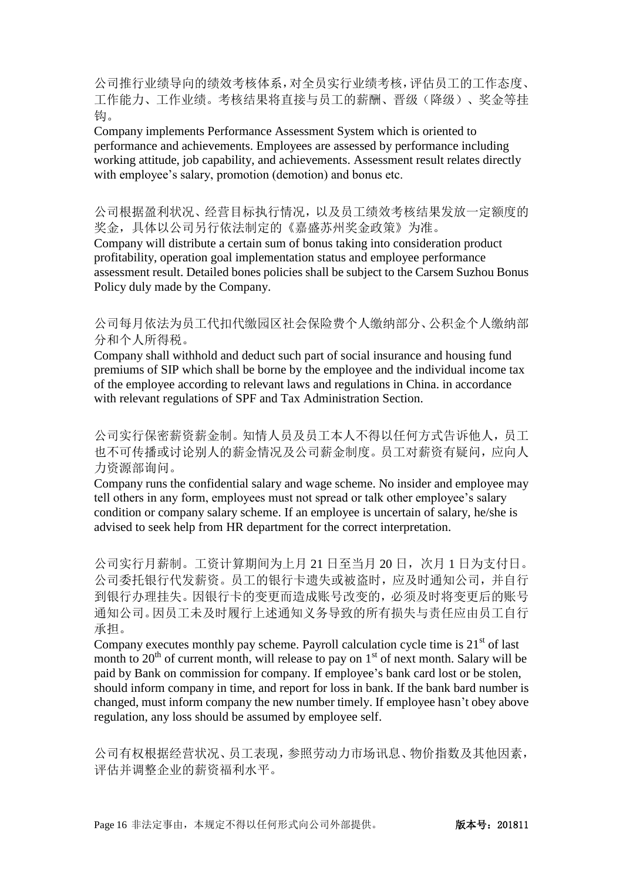公司推行业绩导向的绩效考核体系，对全员实行业绩考核，评估员工的工作态度、工作能力、工作业绩。考核结果将直接与员工的薪酬、晋级（降级）、奖金等挂钩。

Company implements Performance Assessment System which is oriented to performance and achievements. Employees are assessed by performance including working attitude, job capability, and achievements. Assessment result relates directly with employee's salary, promotion (demotion) and bonus etc.

公司根据盈利状况、经营目标执行情况，以及员工绩效考核结果发放一定额度的奖金，具体以公司另行依法制定的《嘉盛苏州奖金政策》为准。

Company will distribute a certain sum of bonus taking into consideration product profitability, operation goal implementation status and employee performance assessment result. Detailed bones policies shall be subject to the Carsem Suzhou Bonus Policy duly made by the Company.

公司每月依法为员工代扣代缴园区社会保险费个人缴纳部分、公积金个人缴纳部分和个人所得税。

Company shall withhold and deduct such part of social insurance and housing fund premiums of SIP which shall be borne by the employee and the individual income tax of the employee according to relevant laws and regulations in China. in accordance with relevant regulations of SPF and Tax Administration Section.

公司实行保密薪资薪金制。知情人员及员工本人不得以任何方式告诉他人，员工也不可传播或讨论别人的薪金情况及公司薪金制度。员工对薪资有疑问，应向人力资源部询问。

Company runs the confidential salary and wage scheme. No insider and employee may tell others in any form, employees must not spread or talk other employee's salary condition or company salary scheme. If an employee is uncertain of salary, he/she is advised to seek help from HR department for the correct interpretation.

公司实行月薪制。工资计算期间为上月 21 日至当月 20 日，次月 1 日为支付日。公司委托银行代发薪资。员工的银行卡遗失或被盗时，应及时通知公司，并自行到银行办理挂失。因银行卡的变更而造成账号改变的，必须及时将变更后的账号通知公司。因员工未及时履行上述通知义务导致的所有损失与责任应由员工自行承担。

Company executes monthly pay scheme. Payroll calculation cycle time is 21st of last month to 20th of current month, will release to pay on 1st of next month. Salary will be paid by Bank on commission for company. If employee's bank card lost or be stolen, should inform company in time, and report for loss in bank. If the bank bard number is changed, must inform company the new number timely. If employee hasn't obey above regulation, any loss should be assumed by employee self.

公司有权根据经营状况、员工表现，参照劳动力市场讯息、物价指数及其他因素，评估并调整企业的薪资福利水平。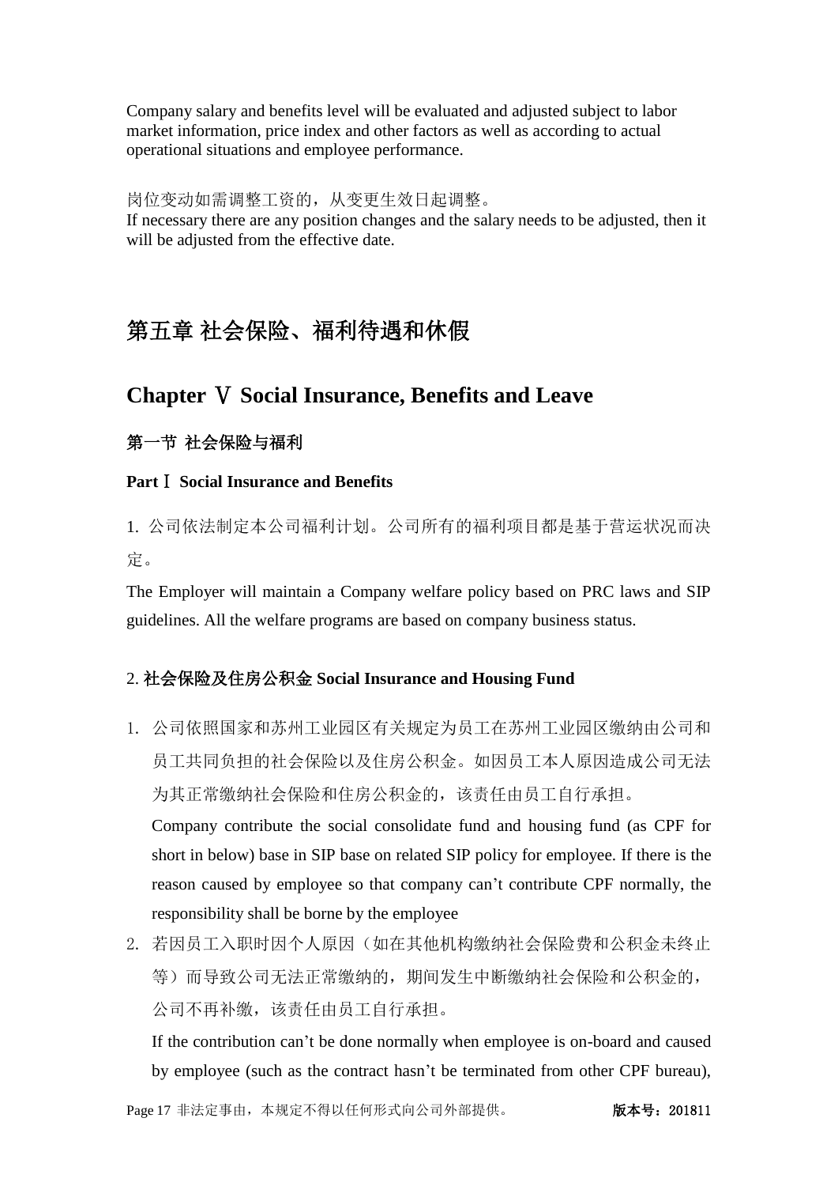Company salary and benefits level will be evaluated and adjusted subject to labor market information, price index and other factors as well as according to actual operational situations and employee performance.

岗位变动如需调整工资的，从变更生效日起调整。
If necessary there are any position changes and the salary needs to be adjusted, then it will be adjusted from the effective date.

# 第五章 社会保险、福利待遇和休假

# Chapter Ⅴ Social Insurance, Benefits and Leave

### 第一节 社会保险与福利

### PartⅠ Social Insurance and Benefits

1. 公司依法制定本公司福利计划。公司所有的福利项目都是基于营运状况而决定。

The Employer will maintain a Company welfare policy based on PRC laws and SIP guidelines. All the welfare programs are based on company business status.

2. **社会保险及住房公积金 Social Insurance and Housing Fund**

1. 公司依照国家和苏州工业园区有关规定为员工在苏州工业园区缴纳由公司和员工共同负担的社会保险以及住房公积金。如因员工本人原因造成公司无法为其正常缴纳社会保险和住房公积金的，该责任由员工自行承担。

   Company contribute the social consolidate fund and housing fund (as CPF for short in below) base in SIP base on related SIP policy for employee. If there is the reason caused by employee so that company can’t contribute CPF normally, the responsibility shall be borne by the employee

2. 若因员工入职时因个人原因（如在其他机构缴纳社会保险费和公积金未终止等）而导致公司无法正常缴纳的，期间发生中断缴纳社会保险和公积金的，公司不再补缴，该责任由员工自行承担。

   If the contribution can’t be done normally when employee is on-board and caused by employee (such as the contract hasn’t be terminated from other CPF bureau),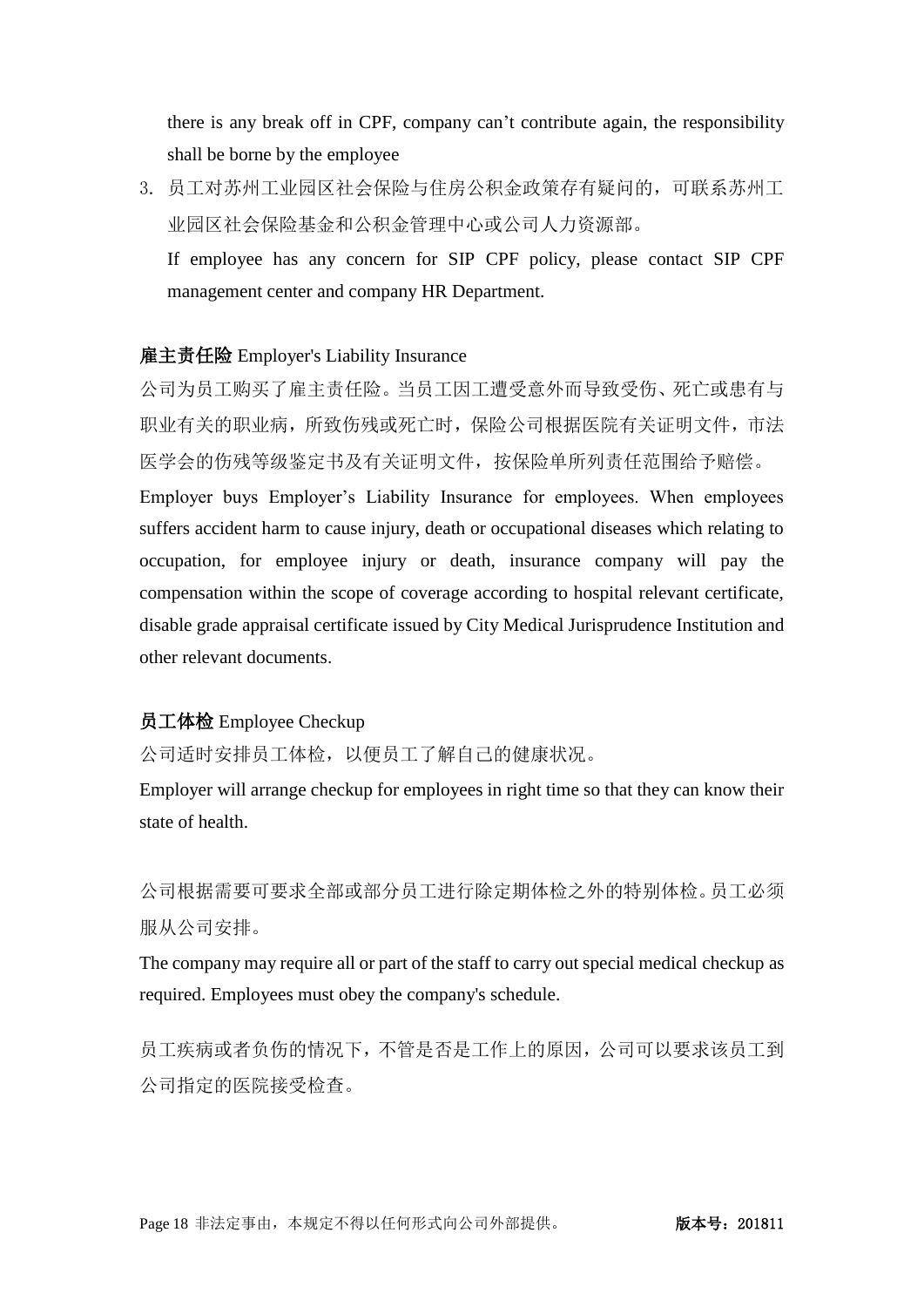there is any break off in CPF, company can’t contribute again, the responsibility shall be borne by the employee

3. 员工对苏州工业园区社会保险与住房公积金政策存有疑问的，可联系苏州工业园区社会保险基金和公积金管理中心或公司人力资源部。

   If employee has any concern for SIP CPF policy, please contact SIP CPF management center and company HR Department.

**雇主责任险** Employer's Liability Insurance

公司为员工购买了雇主责任险。当员工因工遭受意外而导致受伤、死亡或患有与职业有关的职业病，所致伤残或死亡时，保险公司根据医院有关证明文件，市法医学会的伤残等级鉴定书及有关证明文件，按保险单所列责任范围给予赔偿。

Employer buys Employer’s Liability Insurance for employees. When employees suffers accident harm to cause injury, death or occupational diseases which relating to occupation, for employee injury or death, insurance company will pay the compensation within the scope of coverage according to hospital relevant certificate, disable grade appraisal certificate issued by City Medical Jurisprudence Institution and other relevant documents.

**员工体检** Employee Checkup

公司适时安排员工体检，以便员工了解自己的健康状况。

Employer will arrange checkup for employees in right time so that they can know their state of health.

公司根据需要可要求全部或部分员工进行除定期体检之外的特别体检。员工必须服从公司安排。

The company may require all or part of the staff to carry out special medical checkup as required. Employees must obey the company's schedule.

员工疾病或者负伤的情况下，不管是否是工作上的原因，公司可以要求该员工到公司指定的医院接受检查。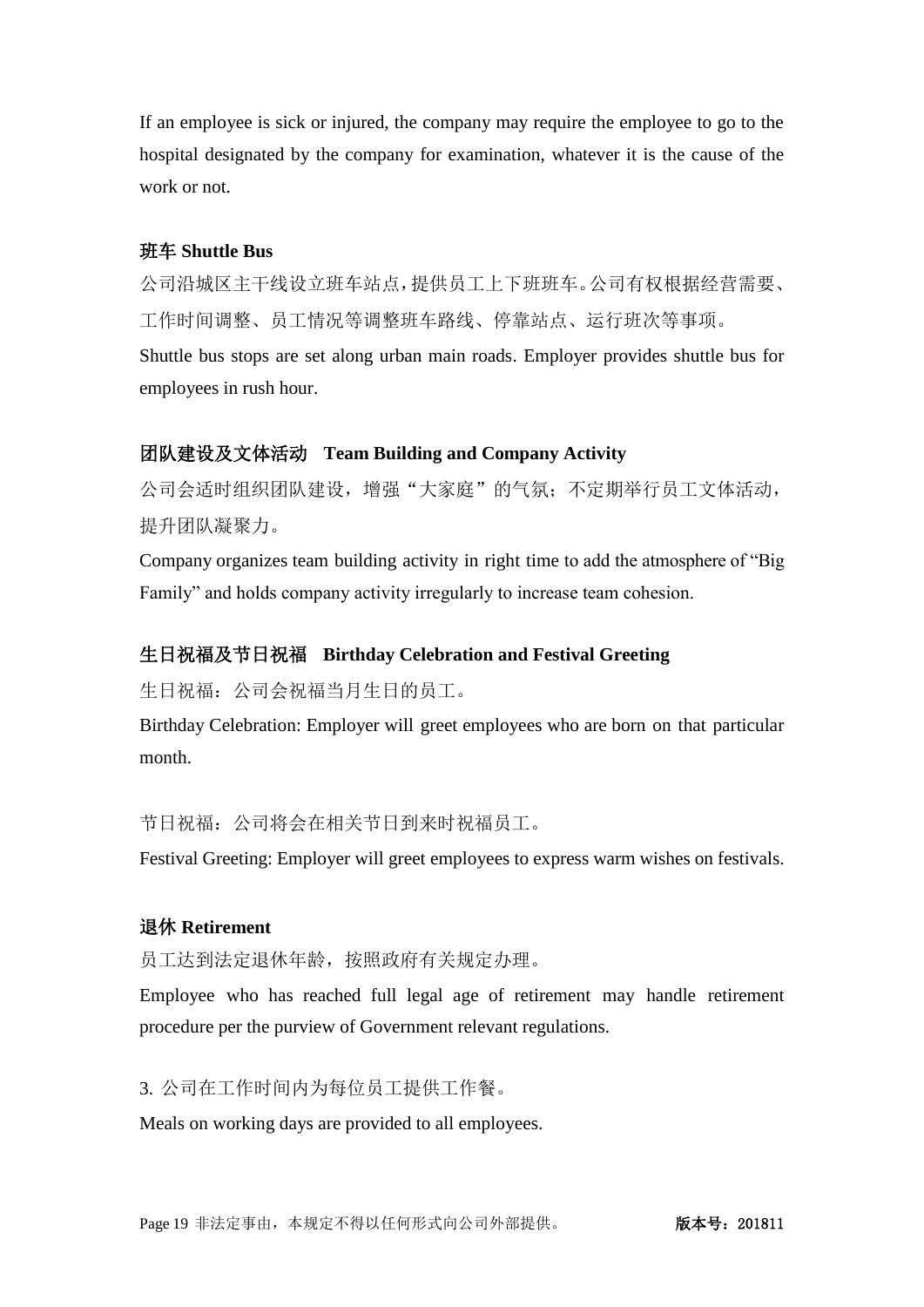If an employee is sick or injured, the company may require the employee to go to the hospital designated by the company for examination, whatever it is the cause of the work or not.

**班车 Shuttle Bus**

公司沿城区主干线设立班车站点，提供员工上下班班车。公司有权根据经营需要、工作时间调整、员工情况等调整班车路线、停靠站点、运行班次等事项。

Shuttle bus stops are set along urban main roads. Employer provides shuttle bus for employees in rush hour.

**团队建设及文体活动　Team Building and Company Activity**

公司会适时组织团队建设，增强“大家庭”的气氛；不定期举行员工文体活动，提升团队凝聚力。

Company organizes team building activity in right time to add the atmosphere of “Big Family” and holds company activity irregularly to increase team cohesion.

**生日祝福及节日祝福　Birthday Celebration and Festival Greeting**

生日祝福：公司会祝福当月生日的员工。

Birthday Celebration: Employer will greet employees who are born on that particular month.

节日祝福：公司将会在相关节日到来时祝福员工。

Festival Greeting: Employer will greet employees to express warm wishes on festivals.

**退休 Retirement**

员工达到法定退休年龄，按照政府有关规定办理。

Employee who has reached full legal age of retirement may handle retirement procedure per the purview of Government relevant regulations.

3. 公司在工作时间内为每位员工提供工作餐。

Meals on working days are provided to all employees.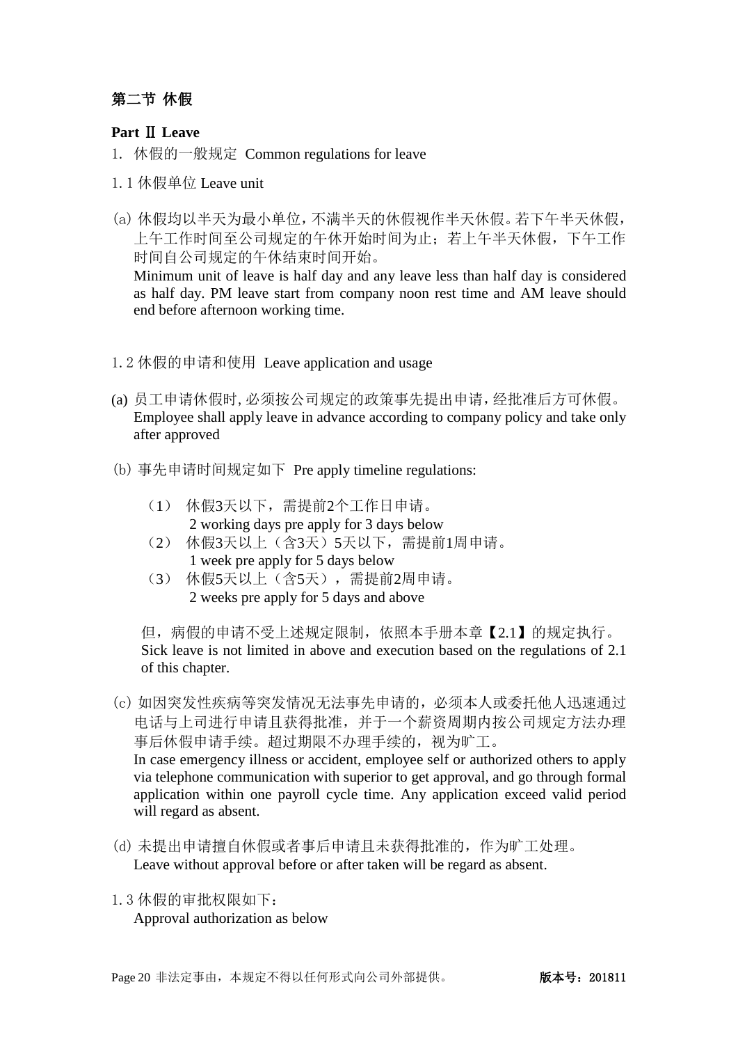## 第二节 休假

**Part Ⅱ Leave**

1. 休假的一般规定 Common regulations for leave

1.1 休假单位 Leave unit

(a) 休假均以半天为最小单位，不满半天的休假视作半天休假。若下午半天休假，上午工作时间至公司规定的午休开始时间为止；若上午半天休假，下午工作时间自公司规定的午休结束时间开始。
Minimum unit of leave is half day and any leave less than half day is considered as half day. PM leave start from company noon rest time and AM leave should end before afternoon working time.

1.2 休假的申请和使用 Leave application and usage

(a) 员工申请休假时，必须按公司规定的政策事先提出申请，经批准后方可休假。
Employee shall apply leave in advance according to company policy and take only after approved

(b) 事先申请时间规定如下 Pre apply timeline regulations:

（1） 休假3天以下，需提前2个工作日申请。
2 working days pre apply for 3 days below

（2） 休假3天以上（含3天）5天以下，需提前1周申请。
1 week pre apply for 5 days below

（3） 休假5天以上（含5天），需提前2周申请。
2 weeks pre apply for 5 days and above

但，病假的申请不受上述规定限制，依照本手册本章【2.1】的规定执行。
Sick leave is not limited in above and execution based on the regulations of 2.1 of this chapter.

(c) 如因突发性疾病等突发情况无法事先申请的，必须本人或委托他人迅速通过电话与上司进行申请且获得批准，并于一个薪资周期内按公司规定方法办理事后休假申请手续。超过期限不办理手续的，视为旷工。
In case emergency illness or accident, employee self or authorized others to apply via telephone communication with superior to get approval, and go through formal application within one payroll cycle time. Any application exceed valid period will regard as absent.

(d) 未提出申请擅自休假或者事后申请且未获得批准的，作为旷工处理。
Leave without approval before or after taken will be regard as absent.

1.3 休假的审批权限如下：
Approval authorization as below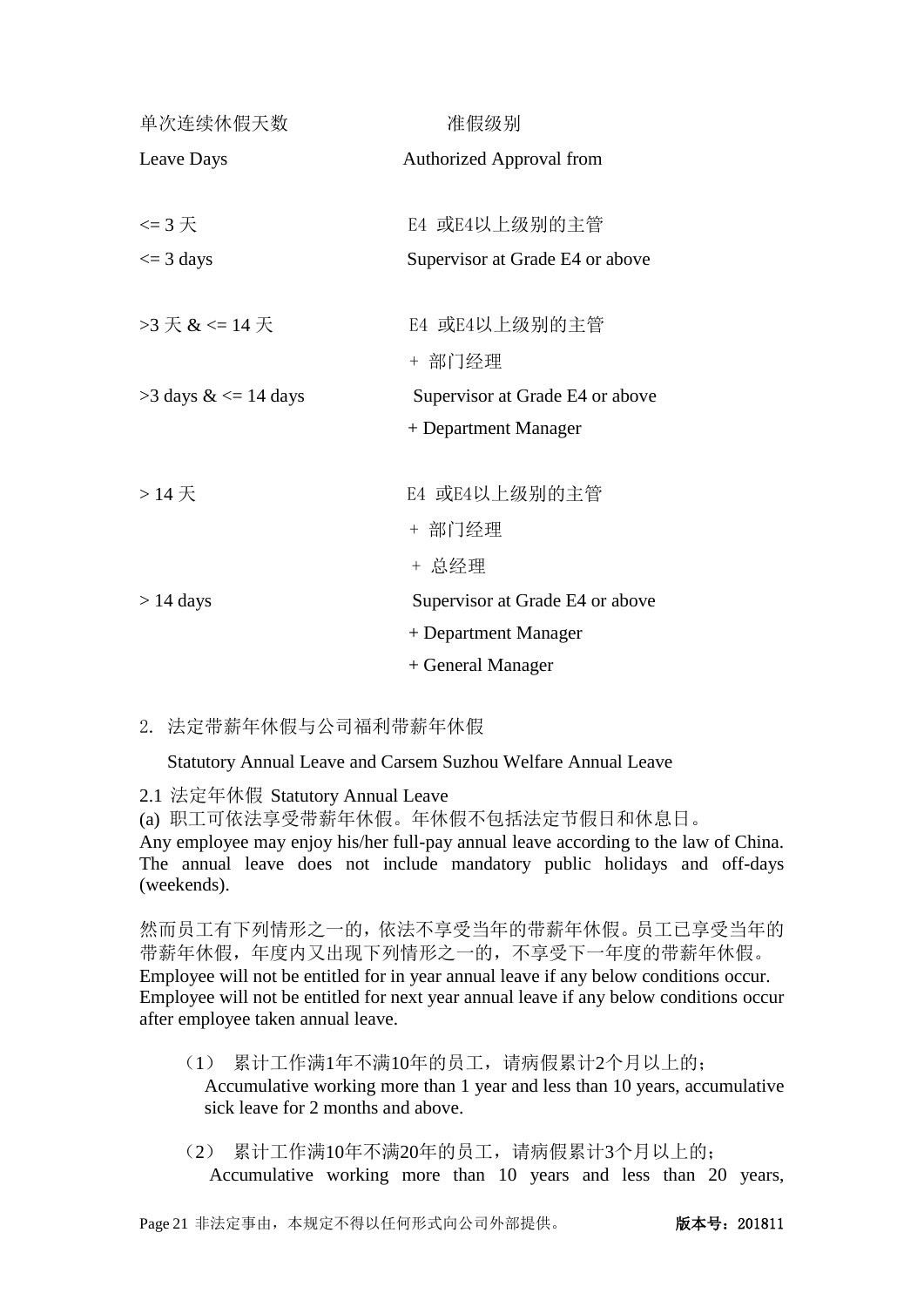| 单次连续休假天数<br>Leave Days | 准假级别<br>Authorized Approval from |
| --- | --- |
| <= 3 天<br><= 3 days | E4 或E4以上级别的主管<br>Supervisor at Grade E4 or above |
| >3 天 & <= 14 天<br>>3 days & <= 14 days | E4 或E4以上级别的主管<br>+ 部门经理<br>Supervisor at Grade E4 or above<br>+ Department Manager |
| > 14 天<br>> 14 days | E4 或E4以上级别的主管<br>+ 部门经理<br>+ 总经理<br>Supervisor at Grade E4 or above<br>+ Department Manager<br>+ General Manager |

2. 法定带薪年休假与公司福利带薪年休假

Statutory Annual Leave and Carsem Suzhou Welfare Annual Leave

2.1 法定年休假 Statutory Annual Leave

(a) 职工可依法享受带薪年休假。年休假不包括法定节假日和休息日。
Any employee may enjoy his/her full-pay annual leave according to the law of China. The annual leave does not include mandatory public holidays and off-days (weekends).

然而员工有下列情形之一的，依法不享受当年的带薪年休假。员工已享受当年的带薪年休假，年度内又出现下列情形之一的，不享受下一年度的带薪年休假。
Employee will not be entitled for in year annual leave if any below conditions occur. Employee will not be entitled for next year annual leave if any below conditions occur after employee taken annual leave.

（1） 累计工作满1年不满10年的员工，请病假累计2个月以上的；
Accumulative working more than 1 year and less than 10 years, accumulative sick leave for 2 months and above.

（2） 累计工作满10年不满20年的员工，请病假累计3个月以上的；
Accumulative working more than 10 years and less than 20 years,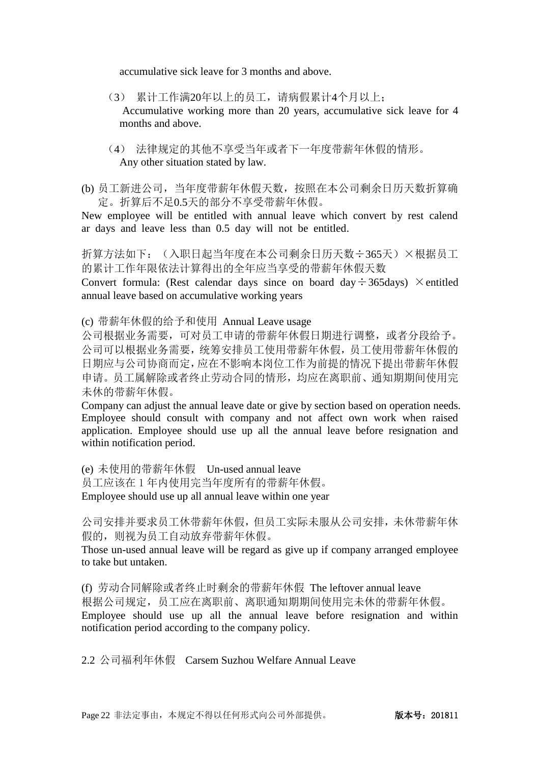accumulative sick leave for 3 months and above.

（3） 累计工作满20年以上的员工，请病假累计4个月以上；
Accumulative working more than 20 years, accumulative sick leave for 4 months and above.

（4） 法律规定的其他不享受当年或者下一年度带薪年休假的情形。
Any other situation stated by law.

(b) 员工新进公司，当年度带薪年休假天数，按照在本公司剩余日历天数折算确定。折算后不足0.5天的部分不享受带薪年休假。
New employee will be entitled with annual leave which convert by rest calendar days and leave less than 0.5 day will not be entitled.

折算方法如下：（入职日起当年度在本公司剩余日历天数÷365天）×根据员工的累计工作年限依法计算得出的全年应当享受的带薪年休假天数
Convert formula: (Rest calendar days since on board day÷365days) ×entitled annual leave based on accumulative working years

(c) 带薪年休假的给予和使用 Annual Leave usage
公司根据业务需要，可对员工申请的带薪年休假日期进行调整，或者分段给予。公司可以根据业务需要，统筹安排员工使用带薪年休假，员工使用带薪年休假的日期应与公司协商而定，应在不影响本岗位工作为前提的情况下提出带薪年休假申请。员工属解除或者终止劳动合同的情形，均应在离职前、通知期期间使用完未休的带薪年休假。
Company can adjust the annual leave date or give by section based on operation needs. Employee should consult with company and not affect own work when raised application. Employee should use up all the annual leave before resignation and within notification period.

(e) 未使用的带薪年休假 Un-used annual leave
员工应该在 1 年内使用完当年度所有的带薪年休假。
Employee should use up all annual leave within one year

公司安排并要求员工休带薪年休假，但员工实际未服从公司安排，未休带薪年休假的，则视为员工自动放弃带薪年休假。
Those un-used annual leave will be regard as give up if company arranged employee to take but untaken.

(f) 劳动合同解除或者终止时剩余的带薪年休假 The leftover annual leave
根据公司规定，员工应在离职前、离职通知期期间使用完未休的带薪年休假。
Employee should use up all the annual leave before resignation and within notification period according to the company policy.

2.2 公司福利年休假 Carsem Suzhou Welfare Annual Leave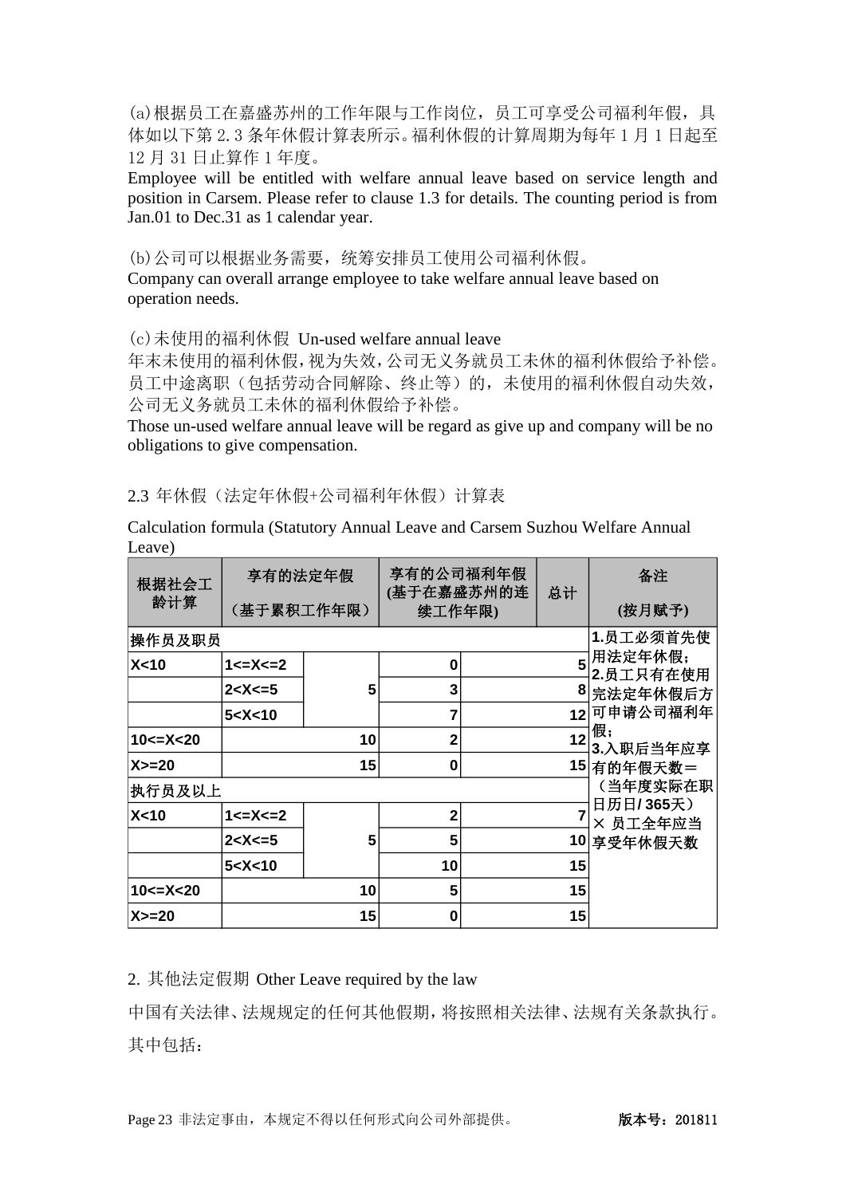(a)根据员工在嘉盛苏州的工作年限与工作岗位，员工可享受公司福利年假，具体如以下第 2.3 条年休假计算表所示。福利休假的计算周期为每年 1 月 1 日起至 12 月 31 日止算作 1 年度。

Employee will be entitled with welfare annual leave based on service length and position in Carsem. Please refer to clause 1.3 for details. The counting period is from Jan.01 to Dec.31 as 1 calendar year.

(b)公司可以根据业务需要，统筹安排员工使用公司福利休假。

Company can overall arrange employee to take welfare annual leave based on operation needs.

(c)未使用的福利休假 Un-used welfare annual leave

年末未使用的福利休假，视为失效，公司无义务就员工未休的福利休假给予补偿。员工中途离职（包括劳动合同解除、终止等）的，未使用的福利休假自动失效，公司无义务就员工未休的福利休假给予补偿。

Those un-used welfare annual leave will be regard as give up and company will be no obligations to give compensation.

2.3 年休假（法定年休假+公司福利年休假）计算表

Calculation formula (Statutory Annual Leave and Carsem Suzhou Welfare Annual Leave)

| 根据社会工龄计算 | 享有的法定年假（基于累积工作年限） | | 享有的公司福利年假(基于在嘉盛苏州的连续工作年限) | 总计 | 备注（按月赋予) |
|---|---|---|---|---|---|
| **操作员及职员** | | | | | 1.员工必须首先使用法定年休假；<br>2.员工只有在使用完法定年休假后方可申请公司福利年假；<br>3.入职后当年应享有的年假天数＝（当年度实际在职日历日/ 365天）× 员工全年应当享受年休假天数 |
| X<10 | 1<=X<=2 | 5 | 0 | 5 | |
| | 2<X<=5 | | 3 | 8 | |
| | 5<X<10 | | 7 | 12 | |
| 10<=X<20 | 10 | | 2 | 12 | |
| X>=20 | 15 | | 0 | 15 | |
| **执行员及以上** | | | | | |
| X<10 | 1<=X<=2 | 5 | 2 | 7 | |
| | 2<X<=5 | | 5 | 10 | |
| | 5<X<10 | | 10 | 15 | |
| 10<=X<20 | 10 | | 5 | 15 | |
| X>=20 | 15 | | 0 | 15 | |

2. 其他法定假期 Other Leave required by the law

中国有关法律、法规规定的任何其他假期，将按照相关法律、法规有关条款执行。其中包括：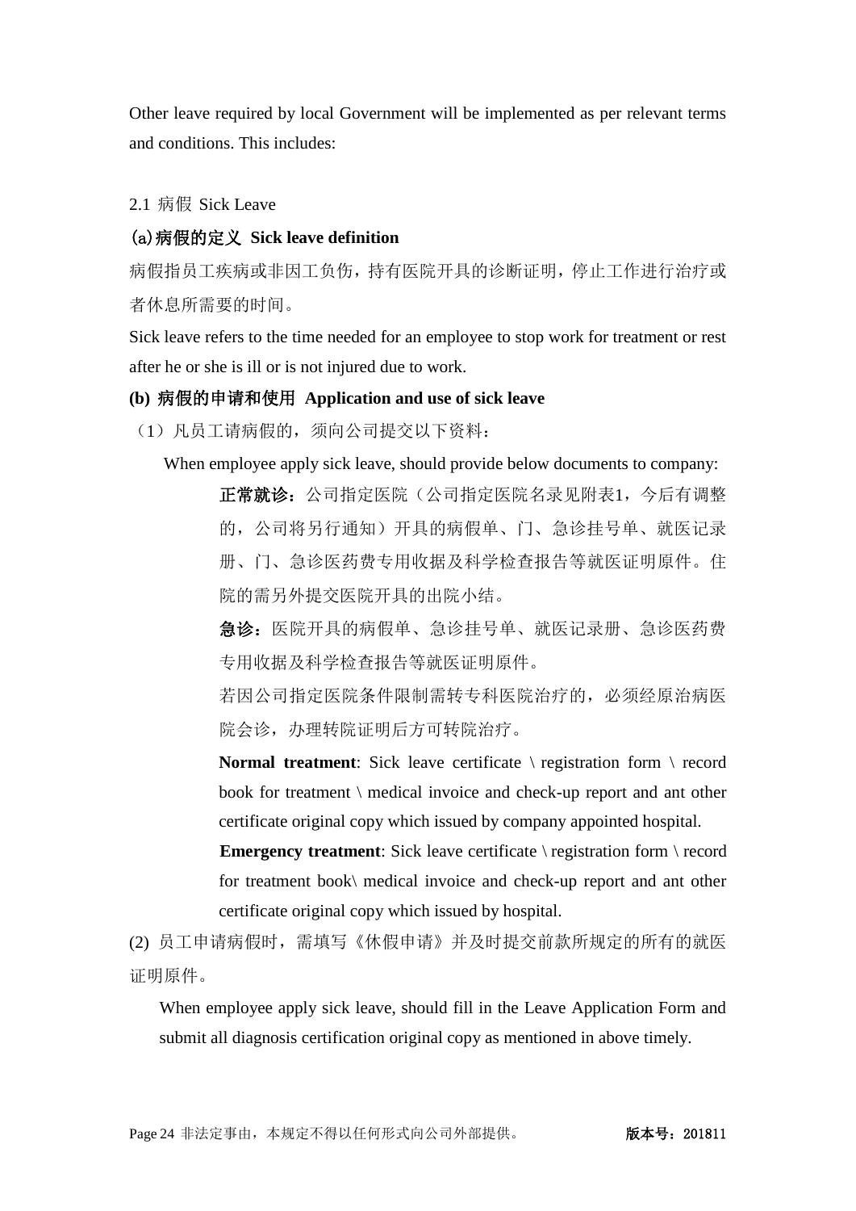Other leave required by local Government will be implemented as per relevant terms and conditions. This includes:

2.1 病假 Sick Leave

**(a)病假的定义 Sick leave definition**

病假指员工疾病或非因工负伤，持有医院开具的诊断证明，停止工作进行治疗或者休息所需要的时间。

Sick leave refers to the time needed for an employee to stop work for treatment or rest after he or she is ill or is not injured due to work.

**(b) 病假的申请和使用 Application and use of sick leave**

（1）凡员工请病假的，须向公司提交以下资料：

When employee apply sick leave, should provide below documents to company:

**正常就诊**：公司指定医院（公司指定医院名录见附表1，今后有调整的，公司将另行通知）开具的病假单、门、急诊挂号单、就医记录册、门、急诊医药费专用收据及科学检查报告等就医证明原件。住院的需另外提交医院开具的出院小结。

**急诊**：医院开具的病假单、急诊挂号单、就医记录册、急诊医药费专用收据及科学检查报告等就医证明原件。

若因公司指定医院条件限制需转专科医院治疗的，必须经原治病医院会诊，办理转院证明后方可转院治疗。

**Normal treatment**: Sick leave certificate \ registration form \ record book for treatment \ medical invoice and check-up report and ant other certificate original copy which issued by company appointed hospital.

**Emergency treatment**: Sick leave certificate \ registration form \ record for treatment book\ medical invoice and check-up report and ant other certificate original copy which issued by hospital.

(2) 员工申请病假时，需填写《休假申请》并及时提交前款所规定的所有的就医证明原件。

When employee apply sick leave, should fill in the Leave Application Form and submit all diagnosis certification original copy as mentioned in above timely.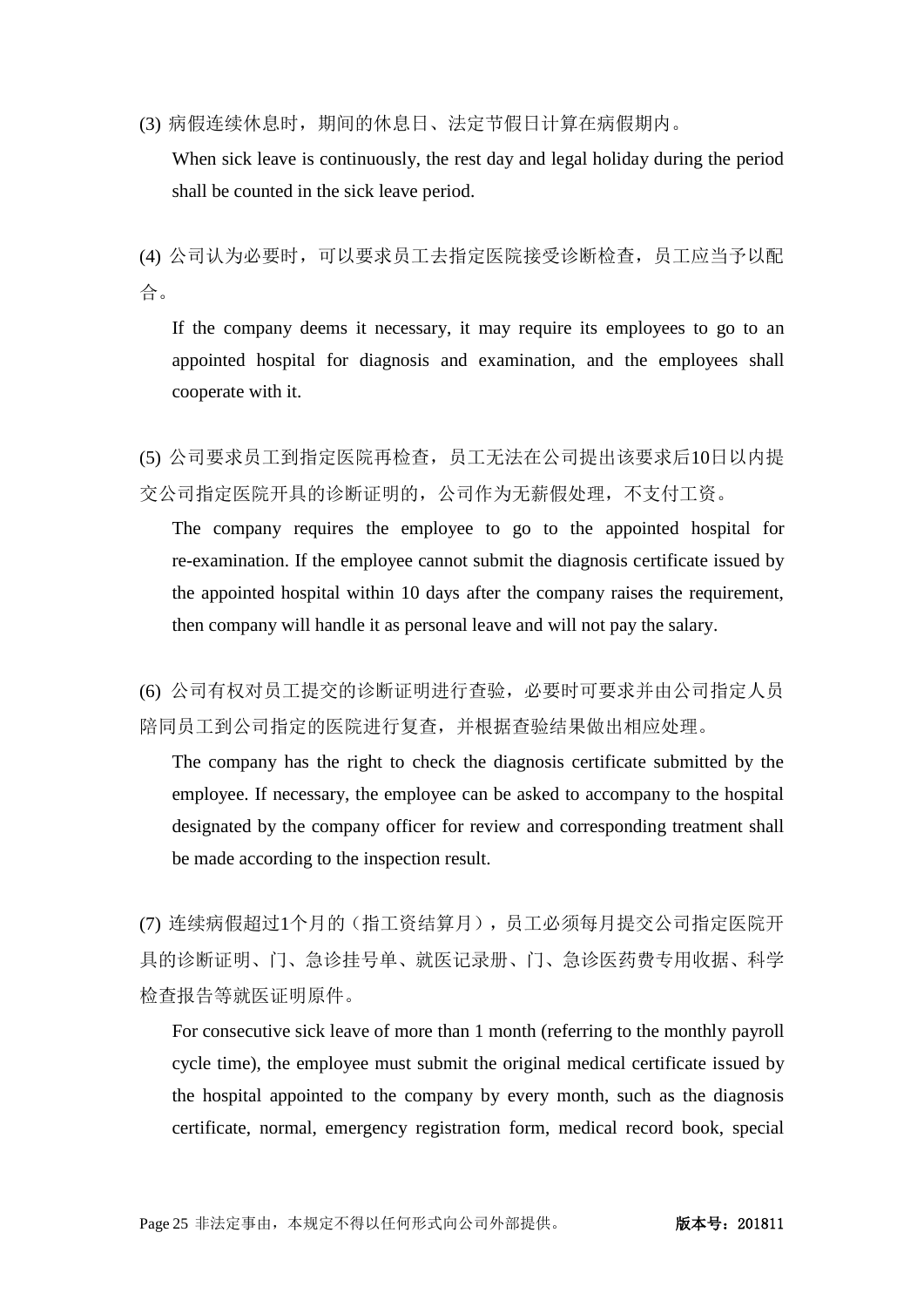(3) 病假连续休息时，期间的休息日、法定节假日计算在病假期内。

When sick leave is continuously, the rest day and legal holiday during the period shall be counted in the sick leave period.

(4) 公司认为必要时，可以要求员工去指定医院接受诊断检查，员工应当予以配合。

If the company deems it necessary, it may require its employees to go to an appointed hospital for diagnosis and examination, and the employees shall cooperate with it.

(5) 公司要求员工到指定医院再检查，员工无法在公司提出该要求后10日以内提交公司指定医院开具的诊断证明的，公司作为无薪假处理，不支付工资。

The company requires the employee to go to the appointed hospital for re-examination. If the employee cannot submit the diagnosis certificate issued by the appointed hospital within 10 days after the company raises the requirement, then company will handle it as personal leave and will not pay the salary.

(6) 公司有权对员工提交的诊断证明进行查验，必要时可要求并由公司指定人员陪同员工到公司指定的医院进行复查，并根据查验结果做出相应处理。

The company has the right to check the diagnosis certificate submitted by the employee. If necessary, the employee can be asked to accompany to the hospital designated by the company officer for review and corresponding treatment shall be made according to the inspection result.

(7) 连续病假超过1个月的（指工资结算月），员工必须每月提交公司指定医院开具的诊断证明、门、急诊挂号单、就医记录册、门、急诊医药费专用收据、科学检查报告等就医证明原件。

For consecutive sick leave of more than 1 month (referring to the monthly payroll cycle time), the employee must submit the original medical certificate issued by the hospital appointed to the company by every month, such as the diagnosis certificate, normal, emergency registration form, medical record book, special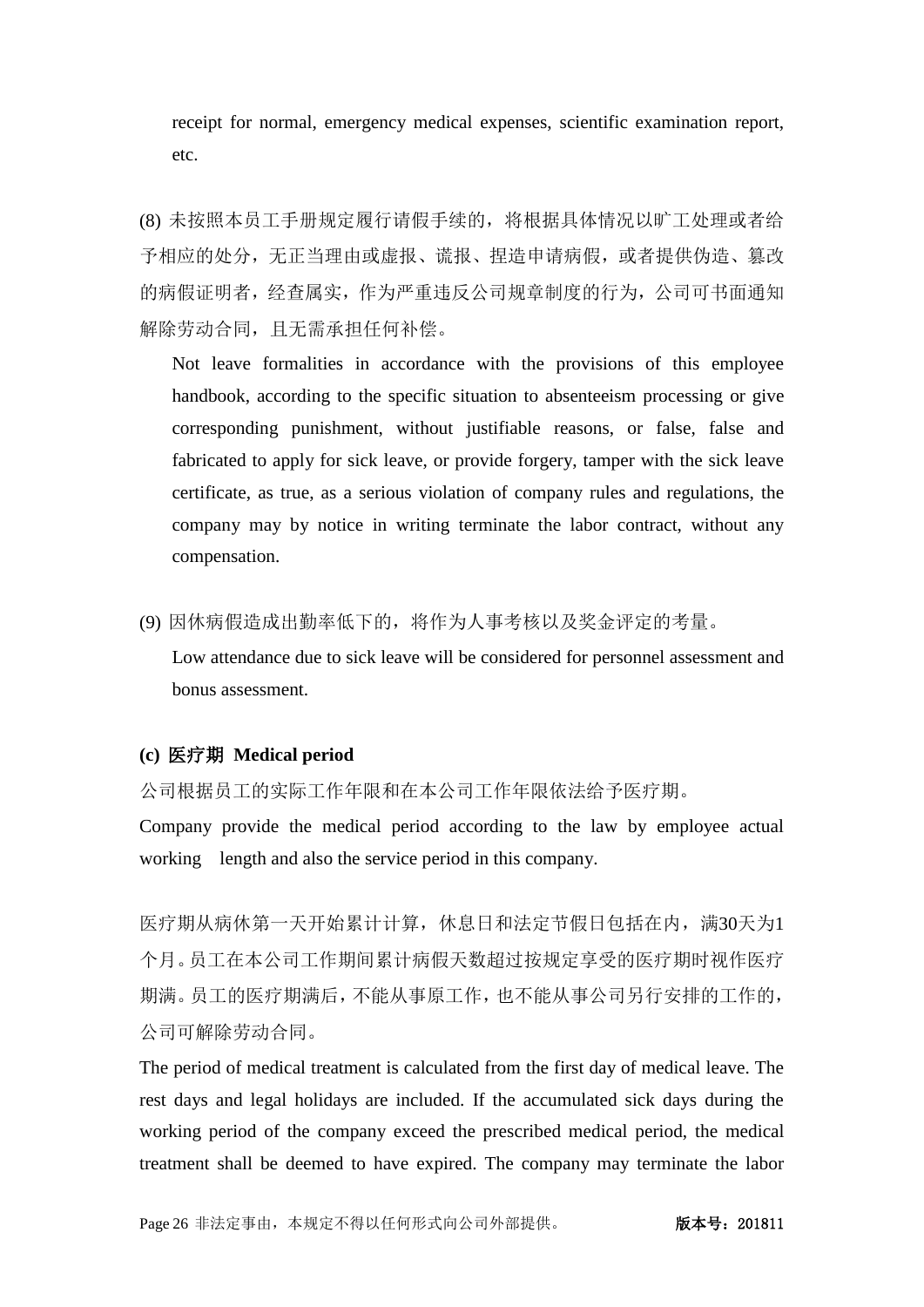receipt for normal, emergency medical expenses, scientific examination report, etc.

(8) 未按照本员工手册规定履行请假手续的，将根据具体情况以旷工处理或者给予相应的处分，无正当理由或虚报、谎报、捏造申请病假，或者提供伪造、篡改的病假证明者，经查属实，作为严重违反公司规章制度的行为，公司可书面通知解除劳动合同，且无需承担任何补偿。

Not leave formalities in accordance with the provisions of this employee handbook, according to the specific situation to absenteeism processing or give corresponding punishment, without justifiable reasons, or false, false and fabricated to apply for sick leave, or provide forgery, tamper with the sick leave certificate, as true, as a serious violation of company rules and regulations, the company may by notice in writing terminate the labor contract, without any compensation.

(9) 因休病假造成出勤率低下的，将作为人事考核以及奖金评定的考量。

Low attendance due to sick leave will be considered for personnel assessment and bonus assessment.

**(c) 医疗期 Medical period**

公司根据员工的实际工作年限和在本公司工作年限依法给予医疗期。

Company provide the medical period according to the law by employee actual working length and also the service period in this company.

医疗期从病休第一天开始累计计算，休息日和法定节假日包括在内，满30天为1个月。员工在本公司工作期间累计病假天数超过按规定享受的医疗期时视作医疗期满。员工的医疗期满后，不能从事原工作，也不能从事公司另行安排的工作的，公司可解除劳动合同。

The period of medical treatment is calculated from the first day of medical leave. The rest days and legal holidays are included. If the accumulated sick days during the working period of the company exceed the prescribed medical period, the medical treatment shall be deemed to have expired. The company may terminate the labor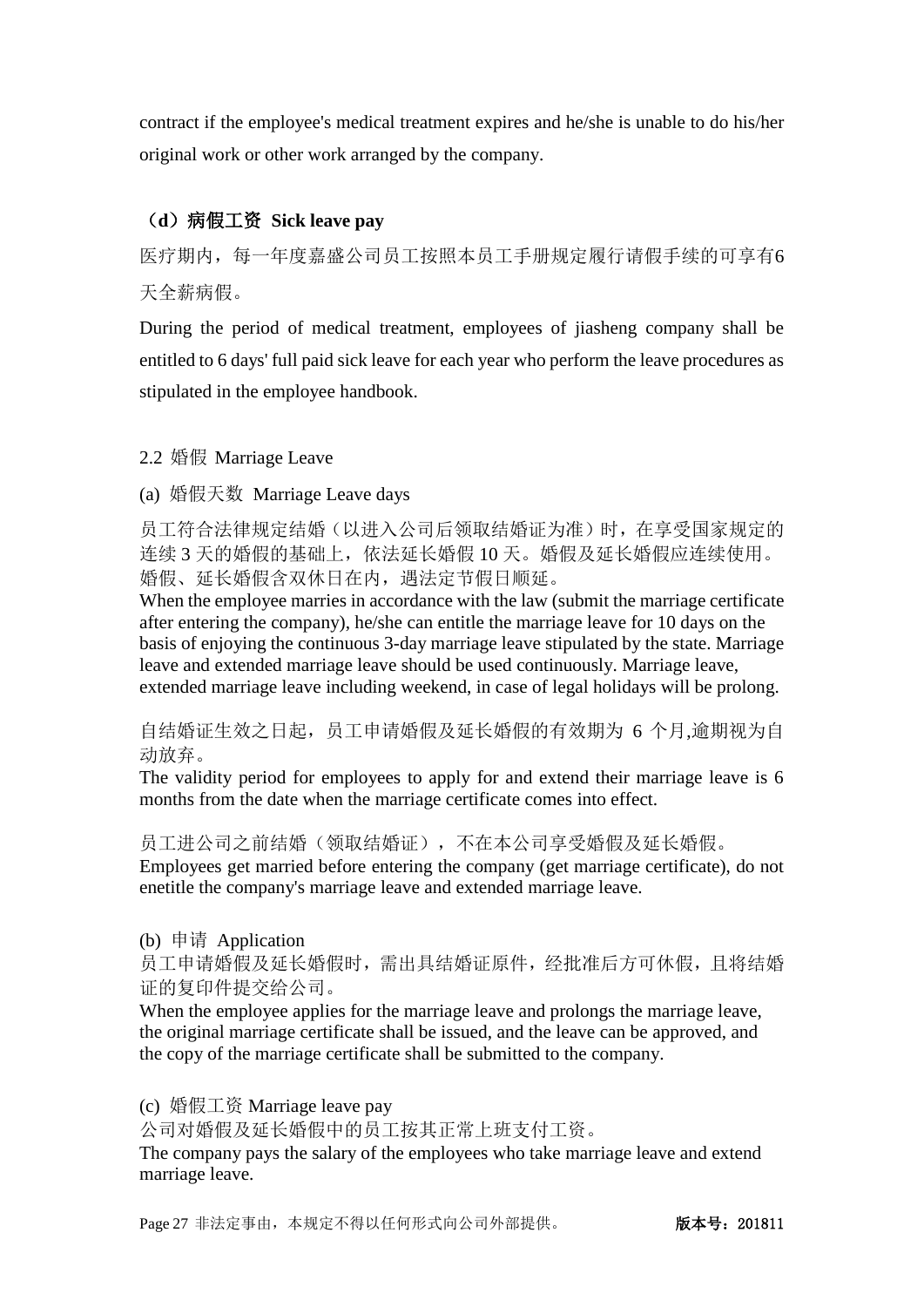contract if the employee's medical treatment expires and he/she is unable to do his/her original work or other work arranged by the company.

**（d）病假工资 Sick leave pay**

医疗期内，每一年度嘉盛公司员工按照本员工手册规定履行请假手续的可享有6天全薪病假。

During the period of medical treatment, employees of jiasheng company shall be entitled to 6 days' full paid sick leave for each year who perform the leave procedures as stipulated in the employee handbook.

2.2 婚假 Marriage Leave

(a) 婚假天数 Marriage Leave days

员工符合法律规定结婚（以进入公司后领取结婚证为准）时，在享受国家规定的连续 3 天的婚假的基础上，依法延长婚假 10 天。婚假及延长婚假应连续使用。婚假、延长婚假含双休日在内，遇法定节假日顺延。
When the employee marries in accordance with the law (submit the marriage certificate after entering the company), he/she can entitle the marriage leave for 10 days on the basis of enjoying the continuous 3-day marriage leave stipulated by the state. Marriage leave and extended marriage leave should be used continuously. Marriage leave, extended marriage leave including weekend, in case of legal holidays will be prolong.

自结婚证生效之日起，员工申请婚假及延长婚假的有效期为 6 个月,逾期视为自动放弃。
The validity period for employees to apply for and extend their marriage leave is 6 months from the date when the marriage certificate comes into effect.

员工进公司之前结婚（领取结婚证），不在本公司享受婚假及延长婚假。
Employees get married before entering the company (get marriage certificate), do not enetitle the company's marriage leave and extended marriage leave.

(b) 申请 Application
员工申请婚假及延长婚假时，需出具结婚证原件，经批准后方可休假，且将结婚证的复印件提交给公司。
When the employee applies for the marriage leave and prolongs the marriage leave, the original marriage certificate shall be issued, and the leave can be approved, and the copy of the marriage certificate shall be submitted to the company.

(c) 婚假工资 Marriage leave pay
公司对婚假及延长婚假中的员工按其正常上班支付工资。
The company pays the salary of the employees who take marriage leave and extend marriage leave.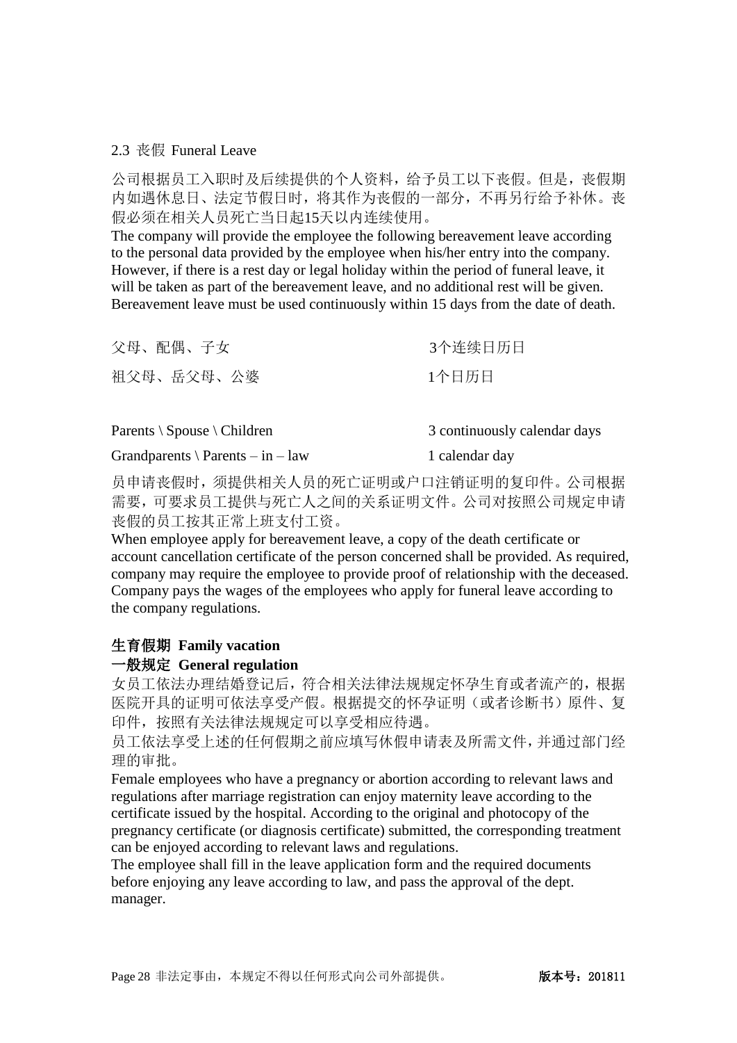### 2.3 丧假 Funeral Leave

公司根据员工入职时及后续提供的个人资料，给予员工以下丧假。但是，丧假期内如遇休息日、法定节假日时，将其作为丧假的一部分，不再另行给予补休。丧假必须在相关人员死亡当日起15天以内连续使用。

The company will provide the employee the following bereavement leave according to the personal data provided by the employee when his/her entry into the company. However, if there is a rest day or legal holiday within the period of funeral leave, it will be taken as part of the bereavement leave, and no additional rest will be given. Bereavement leave must be used continuously within 15 days from the date of death.

| | |
|---|---|
| 父母、配偶、子女 | 3个连续日历日 |
| 祖父母、岳父母、公婆 | 1个日历日 |

| | |
|---|---|
| Parents \ Spouse \ Children | 3 continuously calendar days |
| Grandparents \ Parents – in – law | 1 calendar day |

员申请丧假时，须提供相关人员的死亡证明或户口注销证明的复印件。公司根据需要，可要求员工提供与死亡人之间的关系证明文件。公司对按照公司规定申请丧假的员工按其正常上班支付工资。

When employee apply for bereavement leave, a copy of the death certificate or account cancellation certificate of the person concerned shall be provided. As required, company may require the employee to provide proof of relationship with the deceased. Company pays the wages of the employees who apply for funeral leave according to the company regulations.

## 生育假期 Family vacation

### 一般规定 General regulation

女员工依法办理结婚登记后，符合相关法律法规规定怀孕生育或者流产的，根据医院开具的证明可依法享受产假。根据提交的怀孕证明（或者诊断书）原件、复印件，按照有关法律法规规定可以享受相应待遇。

员工依法享受上述的任何假期之前应填写休假申请表及所需文件，并通过部门经理的审批。

Female employees who have a pregnancy or abortion according to relevant laws and regulations after marriage registration can enjoy maternity leave according to the certificate issued by the hospital. According to the original and photocopy of the pregnancy certificate (or diagnosis certificate) submitted, the corresponding treatment can be enjoyed according to relevant laws and regulations.

The employee shall fill in the leave application form and the required documents before enjoying any leave according to law, and pass the approval of the dept. manager.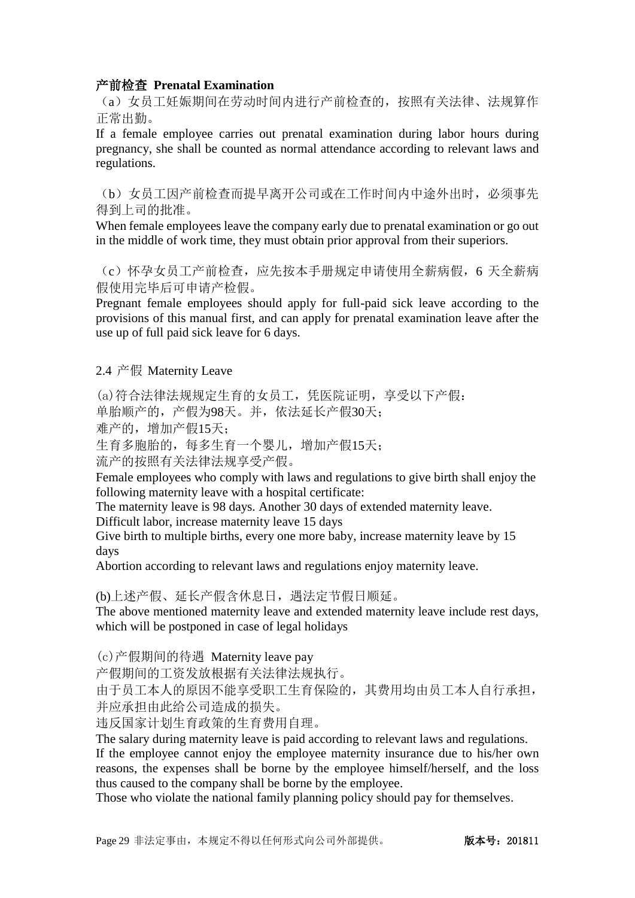**产前检查 Prenatal Examination**

（a）女员工妊娠期间在劳动时间内进行产前检查的，按照有关法律、法规算作正常出勤。

If a female employee carries out prenatal examination during labor hours during pregnancy, she shall be counted as normal attendance according to relevant laws and regulations.

（b）女员工因产前检查而提早离开公司或在工作时间内中途外出时，必须事先得到上司的批准。

When female employees leave the company early due to prenatal examination or go out in the middle of work time, they must obtain prior approval from their superiors.

（c）怀孕女员工产前检查，应先按本手册规定申请使用全薪病假，6 天全薪病假使用完毕后可申请产检假。

Pregnant female employees should apply for full-paid sick leave according to the provisions of this manual first, and can apply for prenatal examination leave after the use up of full paid sick leave for 6 days.

2.4 产假 Maternity Leave

(a)符合法律法规规定生育的女员工，凭医院证明，享受以下产假：
单胎顺产的，产假为98天。并，依法延长产假30天；
难产的，增加产假15天；
生育多胞胎的，每多生育一个婴儿，增加产假15天；
流产的按照有关法律法规享受产假。

Female employees who comply with laws and regulations to give birth shall enjoy the following maternity leave with a hospital certificate:
The maternity leave is 98 days. Another 30 days of extended maternity leave.
Difficult labor, increase maternity leave 15 days
Give birth to multiple births, every one more baby, increase maternity leave by 15 days
Abortion according to relevant laws and regulations enjoy maternity leave.

(b)上述产假、延长产假含休息日，遇法定节假日顺延。

The above mentioned maternity leave and extended maternity leave include rest days, which will be postponed in case of legal holidays

(c)产假期间的待遇 Maternity leave pay

产假期间的工资发放根据有关法律法规执行。
由于员工本人的原因不能享受职工生育保险的，其费用均由员工本人自行承担，并应承担由此给公司造成的损失。
违反国家计划生育政策的生育费用自理。

The salary during maternity leave is paid according to relevant laws and regulations.
If the employee cannot enjoy the employee maternity insurance due to his/her own reasons, the expenses shall be borne by the employee himself/herself, and the loss thus caused to the company shall be borne by the employee.
Those who violate the national family planning policy should pay for themselves.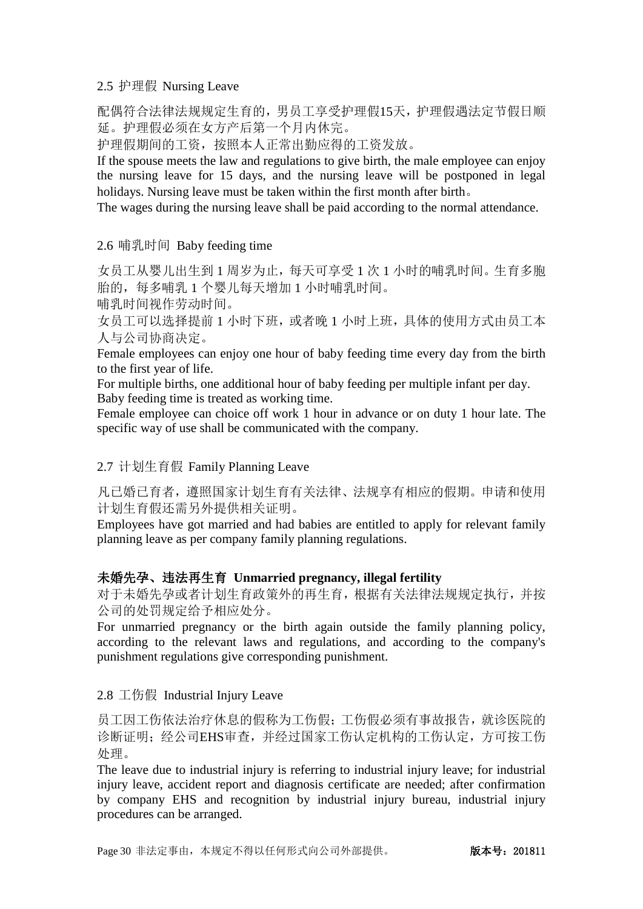### 2.5 护理假 Nursing Leave

配偶符合法律法规规定生育的，男员工享受护理假15天，护理假遇法定节假日顺延。护理假必须在女方产后第一个月内休完。

护理假期间的工资，按照本人正常出勤应得的工资发放。

If the spouse meets the law and regulations to give birth, the male employee can enjoy the nursing leave for 15 days, and the nursing leave will be postponed in legal holidays. Nursing leave must be taken within the first month after birth。

The wages during the nursing leave shall be paid according to the normal attendance.

### 2.6 哺乳时间 Baby feeding time

女员工从婴儿出生到 1 周岁为止，每天可享受 1 次 1 小时的哺乳时间。生育多胞胎的，每多哺乳 1 个婴儿每天增加 1 小时哺乳时间。

哺乳时间视作劳动时间。

女员工可以选择提前 1 小时下班，或者晚 1 小时上班，具体的使用方式由员工本人与公司协商决定。

Female employees can enjoy one hour of baby feeding time every day from the birth to the first year of life.

For multiple births, one additional hour of baby feeding per multiple infant per day.

Baby feeding time is treated as working time.

Female employee can choice off work 1 hour in advance or on duty 1 hour late. The specific way of use shall be communicated with the company.

### 2.7 计划生育假 Family Planning Leave

凡已婚已育者，遵照国家计划生育有关法律、法规享有相应的假期。申请和使用计划生育假还需另外提供相关证明。

Employees have got married and had babies are entitled to apply for relevant family planning leave as per company family planning regulations.

**未婚先孕、违法再生育 Unmarried pregnancy, illegal fertility**

对于未婚先孕或者计划生育政策外的再生育，根据有关法律法规规定执行，并按公司的处罚规定给予相应处分。

For unmarried pregnancy or the birth again outside the family planning policy, according to the relevant laws and regulations, and according to the company's punishment regulations give corresponding punishment.

### 2.8 工伤假 Industrial Injury Leave

员工因工伤依法治疗休息的假称为工伤假；工伤假必须有事故报告，就诊医院的诊断证明；经公司EHS审查，并经过国家工伤认定机构的工伤认定，方可按工伤处理。

The leave due to industrial injury is referring to industrial injury leave; for industrial injury leave, accident report and diagnosis certificate are needed; after confirmation by company EHS and recognition by industrial injury bureau, industrial injury procedures can be arranged.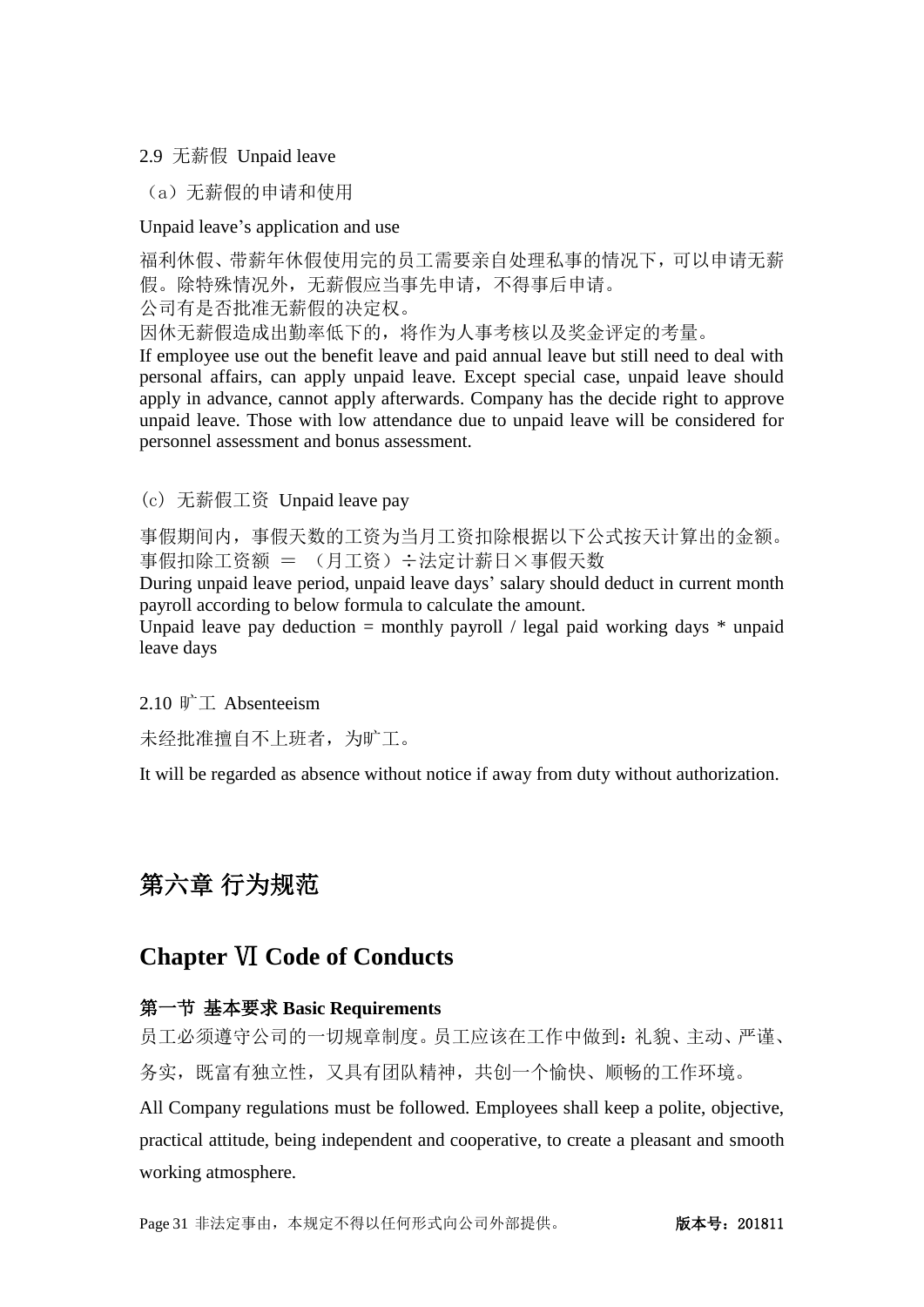2.9 无薪假 Unpaid leave

（a）无薪假的申请和使用

Unpaid leave's application and use

福利休假、带薪年休假使用完的员工需要亲自处理私事的情况下，可以申请无薪假。除特殊情况外，无薪假应当事先申请，不得事后申请。
公司有是否批准无薪假的决定权。
因休无薪假造成出勤率低下的，将作为人事考核以及奖金评定的考量。
If employee use out the benefit leave and paid annual leave but still need to deal with personal affairs, can apply unpaid leave. Except special case, unpaid leave should apply in advance, cannot apply afterwards. Company has the decide right to approve unpaid leave. Those with low attendance due to unpaid leave will be considered for personnel assessment and bonus assessment.

（c）无薪假工资 Unpaid leave pay

事假期间内，事假天数的工资为当月工资扣除根据以下公式按天计算出的金额。
事假扣除工资额 ＝ （月工资）÷法定计薪日×事假天数
During unpaid leave period, unpaid leave days' salary should deduct in current month payroll according to below formula to calculate the amount.
Unpaid leave pay deduction = monthly payroll / legal paid working days * unpaid leave days

2.10 旷工 Absenteeism

未经批准擅自不上班者，为旷工。

It will be regarded as absence without notice if away from duty without authorization.

# 第六章 行为规范

# Chapter Ⅵ Code of Conducts

### 第一节 基本要求 Basic Requirements

员工必须遵守公司的一切规章制度。员工应该在工作中做到：礼貌、主动、严谨、务实，既富有独立性，又具有团队精神，共创一个愉快、顺畅的工作环境。

All Company regulations must be followed. Employees shall keep a polite, objective, practical attitude, being independent and cooperative, to create a pleasant and smooth working atmosphere.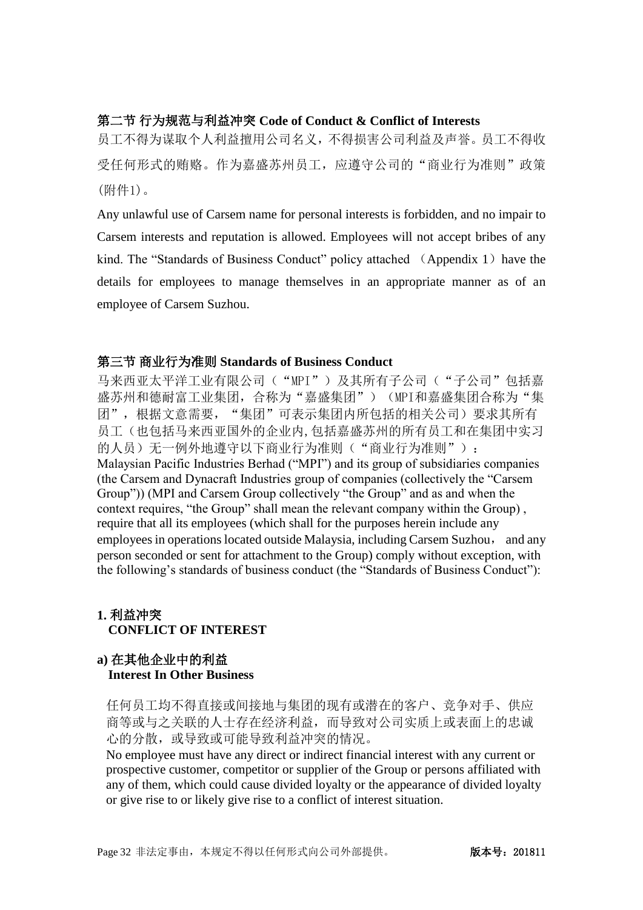## 第二节 行为规范与利益冲突 Code of Conduct & Conflict of Interests

员工不得为谋取个人利益擅用公司名义，不得损害公司利益及声誉。员工不得收受任何形式的贿赂。作为嘉盛苏州员工，应遵守公司的"商业行为准则"政策(附件1)。

Any unlawful use of Carsem name for personal interests is forbidden, and no impair to Carsem interests and reputation is allowed. Employees will not accept bribes of any kind. The "Standards of Business Conduct" policy attached （Appendix 1）have the details for employees to manage themselves in an appropriate manner as of an employee of Carsem Suzhou.

## 第三节 商业行为准则 Standards of Business Conduct

马来西亚太平洋工业有限公司（"MPI"）及其所有子公司（"子公司"包括嘉盛苏州和德耐富工业集团，合称为"嘉盛集团"）（MPI和嘉盛集团合称为"集团"，根据文意需要，"集团"可表示集团内所包括的相关公司）要求其所有员工（也包括马来西亚国外的企业内,包括嘉盛苏州的所有员工和在集团中实习的人员）无一例外地遵守以下商业行为准则（"商业行为准则"）：

Malaysian Pacific Industries Berhad ("MPI") and its group of subsidiaries companies (the Carsem and Dynacraft Industries group of companies (collectively the "Carsem Group")) (MPI and Carsem Group collectively "the Group" and as and when the context requires, "the Group" shall mean the relevant company within the Group) , require that all its employees (which shall for the purposes herein include any employees in operations located outside Malaysia, including Carsem Suzhou， and any person seconded or sent for attachment to the Group) comply without exception, with the following's standards of business conduct (the "Standards of Business Conduct"):

### 1. 利益冲突 CONFLICT OF INTEREST

#### a) 在其他企业中的利益 Interest In Other Business

任何员工均不得直接或间接地与集团的现有或潜在的客户、竞争对手、供应商等或与之关联的人士存在经济利益，而导致对公司实质上或表面上的忠诚心的分散，或导致或可能导致利益冲突的情况。

No employee must have any direct or indirect financial interest with any current or prospective customer, competitor or supplier of the Group or persons affiliated with any of them, which could cause divided loyalty or the appearance of divided loyalty or give rise to or likely give rise to a conflict of interest situation.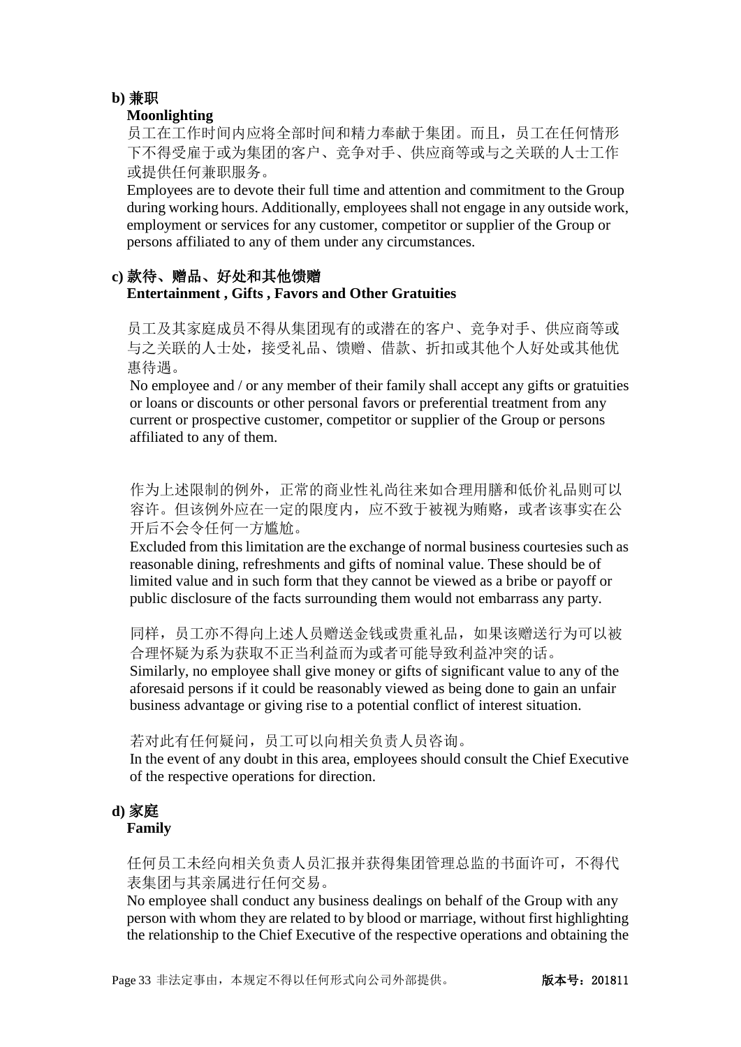**b) 兼职**

**Moonlighting**

员工在工作时间内应将全部时间和精力奉献于集团。而且，员工在任何情形下不得受雇于或为集团的客户、竞争对手、供应商等或与之关联的人士工作或提供任何兼职服务。

Employees are to devote their full time and attention and commitment to the Group during working hours. Additionally, employees shall not engage in any outside work, employment or services for any customer, competitor or supplier of the Group or persons affiliated to any of them under any circumstances.

**c) 款待、赠品、好处和其他馈赠**

**Entertainment , Gifts , Favors and Other Gratuities**

员工及其家庭成员不得从集团现有的或潜在的客户、竞争对手、供应商等或与之关联的人士处，接受礼品、馈赠、借款、折扣或其他个人好处或其他优惠待遇。

No employee and / or any member of their family shall accept any gifts or gratuities or loans or discounts or other personal favors or preferential treatment from any current or prospective customer, competitor or supplier of the Group or persons affiliated to any of them.

作为上述限制的例外，正常的商业性礼尚往来如合理用膳和低价礼品则可以容许。但该例外应在一定的限度内，应不致于被视为贿赂，或者该事实在公开后不会令任何一方尴尬。

Excluded from this limitation are the exchange of normal business courtesies such as reasonable dining, refreshments and gifts of nominal value. These should be of limited value and in such form that they cannot be viewed as a bribe or payoff or public disclosure of the facts surrounding them would not embarrass any party.

同样，员工亦不得向上述人员赠送金钱或贵重礼品，如果该赠送行为可以被合理怀疑为系为获取不正当利益而为或者可能导致利益冲突的话。

Similarly, no employee shall give money or gifts of significant value to any of the aforesaid persons if it could be reasonably viewed as being done to gain an unfair business advantage or giving rise to a potential conflict of interest situation.

若对此有任何疑问，员工可以向相关负责人员咨询。

In the event of any doubt in this area, employees should consult the Chief Executive of the respective operations for direction.

**d) 家庭**

**Family**

任何员工未经向相关负责人员汇报并获得集团管理总监的书面许可，不得代表集团与其亲属进行任何交易。

No employee shall conduct any business dealings on behalf of the Group with any person with whom they are related to by blood or marriage, without first highlighting the relationship to the Chief Executive of the respective operations and obtaining the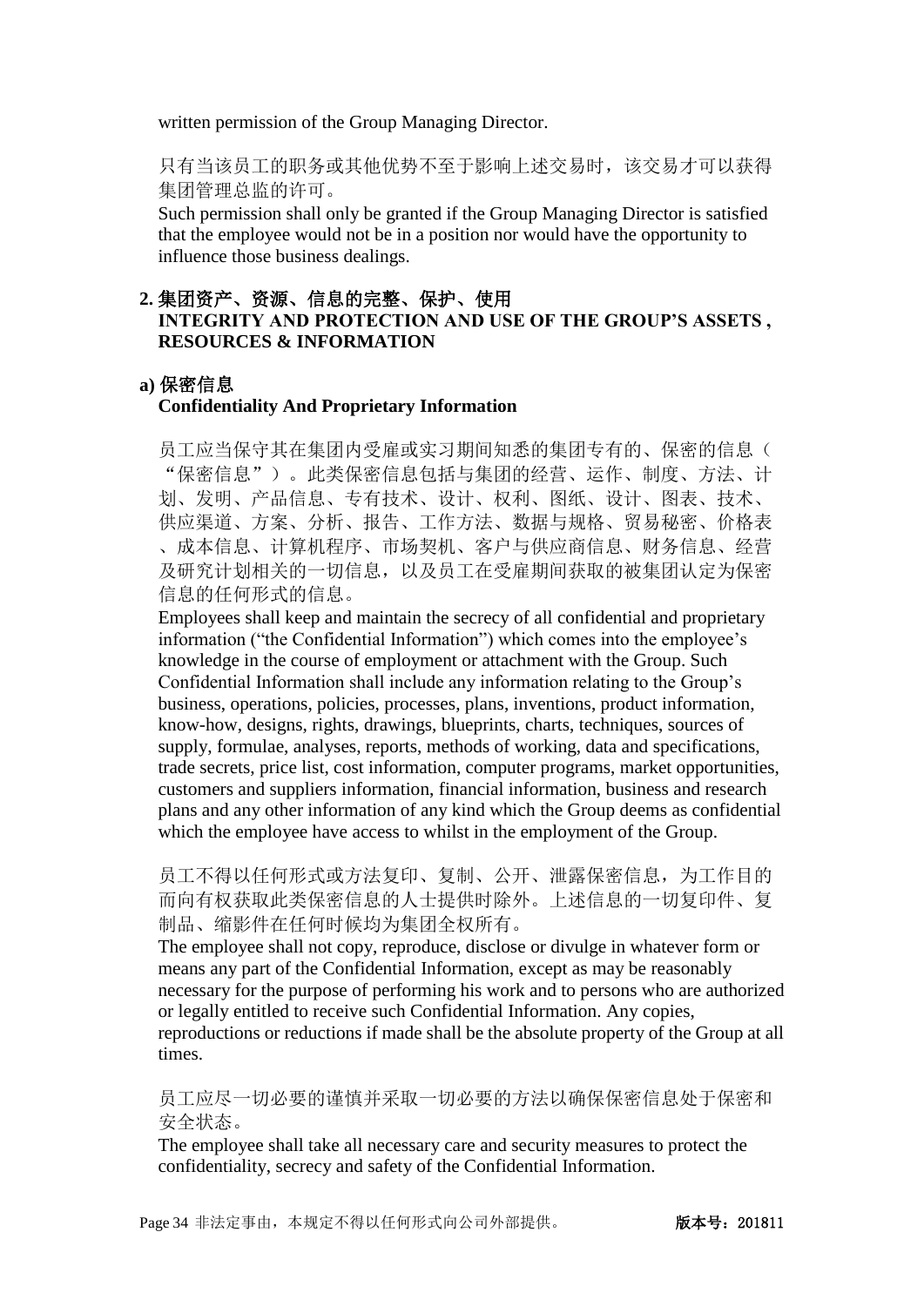written permission of the Group Managing Director.

只有当该员工的职务或其他优势不至于影响上述交易时，该交易才可以获得集团管理总监的许可。
Such permission shall only be granted if the Group Managing Director is satisfied that the employee would not be in a position nor would have the opportunity to influence those business dealings.

## 2. 集团资产、资源、信息的完整、保护、使用 INTEGRITY AND PROTECTION AND USE OF THE GROUP'S ASSETS , RESOURCES & INFORMATION

### a) 保密信息 Confidentiality And Proprietary Information

员工应当保守其在集团内受雇或实习期间知悉的集团专有的、保密的信息（“保密信息”）。此类保密信息包括与集团的经营、运作、制度、方法、计划、发明、产品信息、专有技术、设计、权利、图纸、设计、图表、技术、供应渠道、方案、分析、报告、工作方法、数据与规格、贸易秘密、价格表、成本信息、计算机程序、市场契机、客户与供应商信息、财务信息、经营及研究计划相关的一切信息，以及员工在受雇期间获取的被集团认定为保密信息的任何形式的信息。
Employees shall keep and maintain the secrecy of all confidential and proprietary information ("the Confidential Information") which comes into the employee's knowledge in the course of employment or attachment with the Group. Such Confidential Information shall include any information relating to the Group's business, operations, policies, processes, plans, inventions, product information, know-how, designs, rights, drawings, blueprints, charts, techniques, sources of supply, formulae, analyses, reports, methods of working, data and specifications, trade secrets, price list, cost information, computer programs, market opportunities, customers and suppliers information, financial information, business and research plans and any other information of any kind which the Group deems as confidential which the employee have access to whilst in the employment of the Group.

员工不得以任何形式或方法复印、复制、公开、泄露保密信息，为工作目的而向有权获取此类保密信息的人士提供时除外。上述信息的一切复印件、复制品、缩影件在任何时候均为集团全权所有。
The employee shall not copy, reproduce, disclose or divulge in whatever form or means any part of the Confidential Information, except as may be reasonably necessary for the purpose of performing his work and to persons who are authorized or legally entitled to receive such Confidential Information. Any copies, reproductions or reductions if made shall be the absolute property of the Group at all times.

员工应尽一切必要的谨慎并采取一切必要的方法以确保保密信息处于保密和安全状态。
The employee shall take all necessary care and security measures to protect the confidentiality, secrecy and safety of the Confidential Information.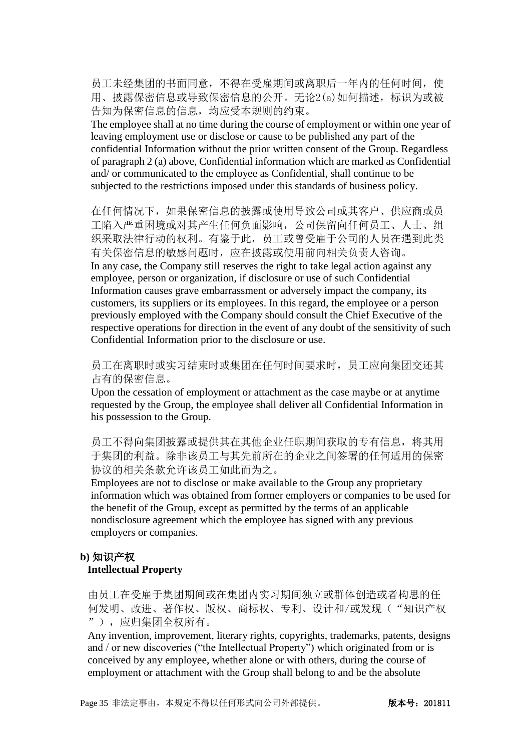员工未经集团的书面同意，不得在受雇期间或离职后一年内的任何时间，使用、披露保密信息或导致保密信息的公开。无论2(a)如何描述，标识为或被告知为保密信息的信息，均应受本规则的约束。

The employee shall at no time during the course of employment or within one year of leaving employment use or disclose or cause to be published any part of the confidential Information without the prior written consent of the Group. Regardless of paragraph 2 (a) above, Confidential information which are marked as Confidential and/ or communicated to the employee as Confidential, shall continue to be subjected to the restrictions imposed under this standards of business policy.

在任何情况下，如果保密信息的披露或使用导致公司或其客户、供应商或员工陷入严重困境或对其产生任何负面影响，公司保留向任何员工、人士、组织采取法律行动的权利。有鉴于此，员工或曾受雇于公司的人员在遇到此类有关保密信息的敏感问题时，应在披露或使用前向相关负责人咨询。

In any case, the Company still reserves the right to take legal action against any employee, person or organization, if disclosure or use of such Confidential Information causes grave embarrassment or adversely impact the company, its customers, its suppliers or its employees. In this regard, the employee or a person previously employed with the Company should consult the Chief Executive of the respective operations for direction in the event of any doubt of the sensitivity of such Confidential Information prior to the disclosure or use.

员工在离职时或实习结束时或集团在任何时间要求时，员工应向集团交还其占有的保密信息。

Upon the cessation of employment or attachment as the case maybe or at anytime requested by the Group, the employee shall deliver all Confidential Information in his possession to the Group.

员工不得向集团披露或提供其在其他企业任职期间获取的专有信息，将其用于集团的利益。除非该员工与其先前所在的企业之间签署的任何适用的保密协议的相关条款允许该员工如此而为之。

Employees are not to disclose or make available to the Group any proprietary information which was obtained from former employers or companies to be used for the benefit of the Group, except as permitted by the terms of an applicable nondisclosure agreement which the employee has signed with any previous employers or companies.

**b) 知识产权**
**Intellectual Property**

由员工在受雇于集团期间或在集团内实习期间独立或群体创造或者构思的任何发明、改进、著作权、版权、商标权、专利、设计和/或发现（"知识产权"），应归集团全权所有。

Any invention, improvement, literary rights, copyrights, trademarks, patents, designs and / or new discoveries ("the Intellectual Property") which originated from or is conceived by any employee, whether alone or with others, during the course of employment or attachment with the Group shall belong to and be the absolute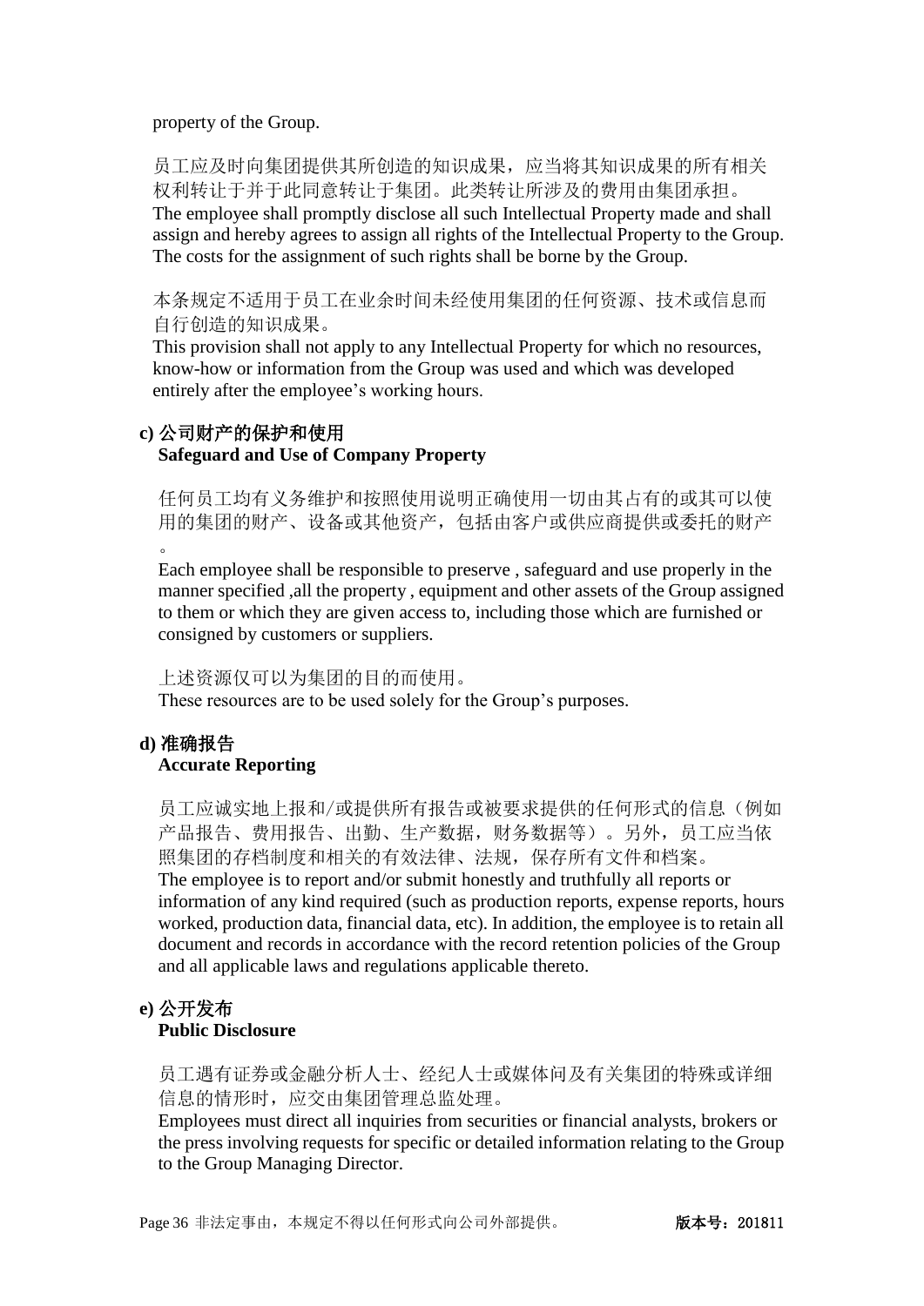property of the Group.

员工应及时向集团提供其所创造的知识成果，应当将其知识成果的所有相关权利转让于并于此同意转让于集团。此类转让所涉及的费用由集团承担。
The employee shall promptly disclose all such Intellectual Property made and shall assign and hereby agrees to assign all rights of the Intellectual Property to the Group. The costs for the assignment of such rights shall be borne by the Group.

本条规定不适用于员工在业余时间未经使用集团的任何资源、技术或信息而自行创造的知识成果。
This provision shall not apply to any Intellectual Property for which no resources, know-how or information from the Group was used and which was developed entirely after the employee's working hours.

**c) 公司财产的保护和使用**
**Safeguard and Use of Company Property**

任何员工均有义务维护和按照使用说明正确使用一切由其占有的或其可以使用的集团的财产、设备或其他资产，包括由客户或供应商提供或委托的财产。
Each employee shall be responsible to preserve , safeguard and use properly in the manner specified ,all the property , equipment and other assets of the Group assigned to them or which they are given access to, including those which are furnished or consigned by customers or suppliers.

上述资源仅可以为集团的目的而使用。
These resources are to be used solely for the Group's purposes.

**d) 准确报告**
**Accurate Reporting**

员工应诚实地上报和/或提供所有报告或被要求提供的任何形式的信息（例如产品报告、费用报告、出勤、生产数据，财务数据等）。另外，员工应当依照集团的存档制度和相关的有效法律、法规，保存所有文件和档案。
The employee is to report and/or submit honestly and truthfully all reports or information of any kind required (such as production reports, expense reports, hours worked, production data, financial data, etc). In addition, the employee is to retain all document and records in accordance with the record retention policies of the Group and all applicable laws and regulations applicable thereto.

**e) 公开发布**
**Public Disclosure**

员工遇有证券或金融分析人士、经纪人士或媒体问及有关集团的特殊或详细信息的情形时，应交由集团管理总监处理。
Employees must direct all inquiries from securities or financial analysts, brokers or the press involving requests for specific or detailed information relating to the Group to the Group Managing Director.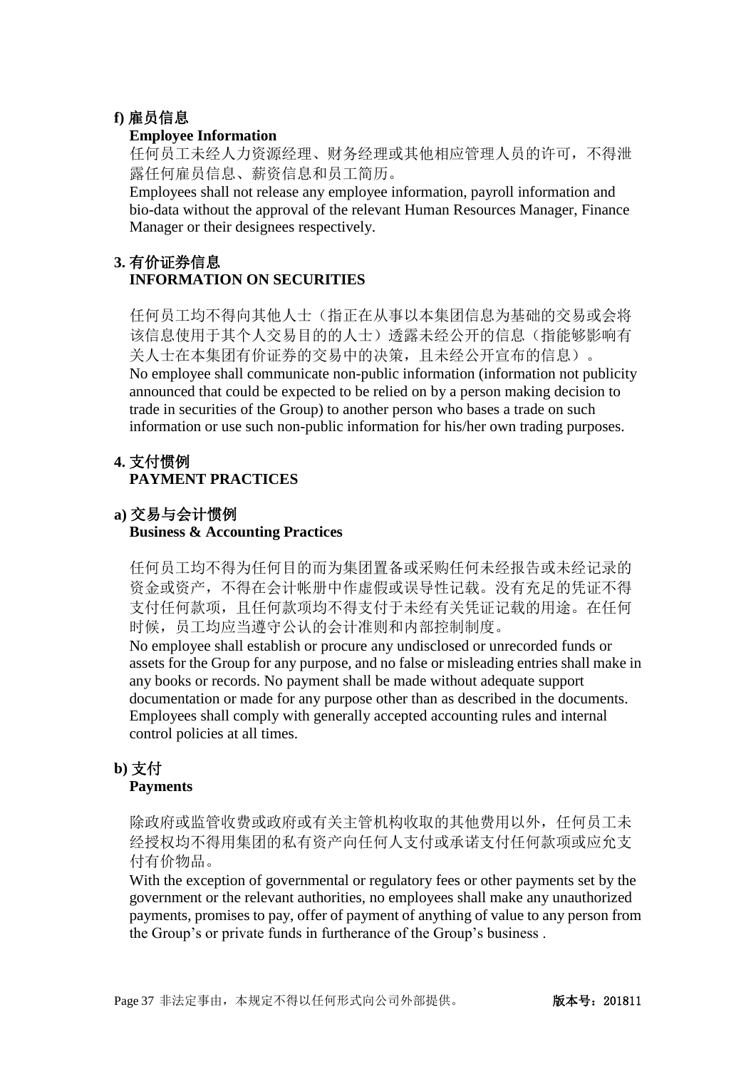**f) 雇员信息**

**Employee Information**

任何员工未经人力资源经理、财务经理或其他相应管理人员的许可，不得泄露任何雇员信息、薪资信息和员工简历。

Employees shall not release any employee information, payroll information and bio-data without the approval of the relevant Human Resources Manager, Finance Manager or their designees respectively.

## 3. 有价证券信息 INFORMATION ON SECURITIES

任何员工均不得向其他人士（指正在从事以本集团信息为基础的交易或会将该信息使用于其个人交易目的的人士）透露未经公开的信息（指能够影响有关人士在本集团有价证券的交易中的决策，且未经公开宣布的信息）。

No employee shall communicate non-public information (information not publicity announced that could be expected to be relied on by a person making decision to trade in securities of the Group) to another person who bases a trade on such information or use such non-public information for his/her own trading purposes.

## 4. 支付惯例 PAYMENT PRACTICES

**a) 交易与会计惯例**

**Business & Accounting Practices**

任何员工均不得为任何目的而为集团置备或采购任何未经报告或未经记录的资金或资产，不得在会计帐册中作虚假或误导性记载。没有充足的凭证不得支付任何款项，且任何款项均不得支付于未经有关凭证记载的用途。在任何时候，员工均应当遵守公认的会计准则和内部控制制度。

No employee shall establish or procure any undisclosed or unrecorded funds or assets for the Group for any purpose, and no false or misleading entries shall make in any books or records. No payment shall be made without adequate support documentation or made for any purpose other than as described in the documents. Employees shall comply with generally accepted accounting rules and internal control policies at all times.

**b) 支付**

**Payments**

除政府或监管收费或政府或有关主管机构收取的其他费用以外，任何员工未经授权均不得用集团的私有资产向任何人支付或承诺支付任何款项或应允支付有价物品。

With the exception of governmental or regulatory fees or other payments set by the government or the relevant authorities, no employees shall make any unauthorized payments, promises to pay, offer of payment of anything of value to any person from the Group's or private funds in furtherance of the Group's business .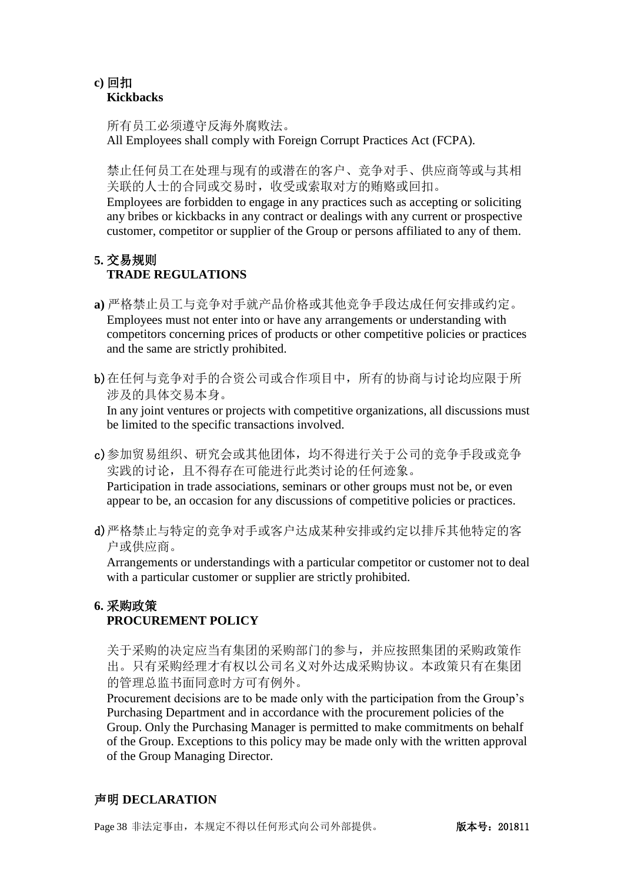**c) 回扣**
**Kickbacks**

所有员工必须遵守反海外腐败法。
All Employees shall comply with Foreign Corrupt Practices Act (FCPA).

禁止任何员工在处理与现有的或潜在的客户、竞争对手、供应商等或与其相关联的人士的合同或交易时，收受或索取对方的贿赂或回扣。
Employees are forbidden to engage in any practices such as accepting or soliciting any bribes or kickbacks in any contract or dealings with any current or prospective customer, competitor or supplier of the Group or persons affiliated to any of them.

## 5. 交易规则 TRADE REGULATIONS

**a)** 严格禁止员工与竞争对手就产品价格或其他竞争手段达成任何安排或约定。
Employees must not enter into or have any arrangements or understanding with competitors concerning prices of products or other competitive policies or practices and the same are strictly prohibited.

b) 在任何与竞争对手的合资公司或合作项目中，所有的协商与讨论均应限于所涉及的具体交易本身。
In any joint ventures or projects with competitive organizations, all discussions must be limited to the specific transactions involved.

c) 参加贸易组织、研究会或其他团体，均不得进行关于公司的竞争手段或竞争实践的讨论，且不得存在可能进行此类讨论的任何迹象。
Participation in trade associations, seminars or other groups must not be, or even appear to be, an occasion for any discussions of competitive policies or practices.

d) 严格禁止与特定的竞争对手或客户达成某种安排或约定以排斥其他特定的客户或供应商。
Arrangements or understandings with a particular competitor or customer not to deal with a particular customer or supplier are strictly prohibited.

## 6. 采购政策 PROCUREMENT POLICY

关于采购的决定应当有集团的采购部门的参与，并应按照集团的采购政策作出。只有采购经理才有权以公司名义对外达成采购协议。本政策只有在集团的管理总监书面同意时方可有例外。
Procurement decisions are to be made only with the participation from the Group's Purchasing Department and in accordance with the procurement policies of the Group. Only the Purchasing Manager is permitted to make commitments on behalf of the Group. Exceptions to this policy may be made only with the written approval of the Group Managing Director.

## 声明 DECLARATION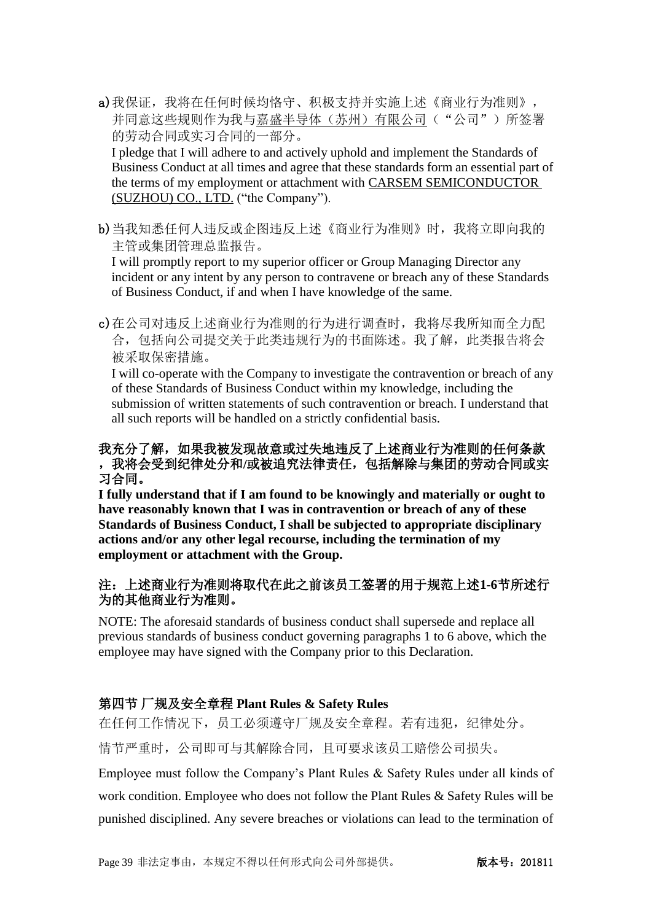a) 我保证，我将在任何时候均恪守、积极支持并实施上述《商业行为准则》，并同意这些规则作为我与嘉盛半导体（苏州）有限公司（“公司”）所签署的劳动合同或实习合同的一部分。
   I pledge that I will adhere to and actively uphold and implement the Standards of Business Conduct at all times and agree that these standards form an essential part of the terms of my employment or attachment with CARSEM SEMICONDUCTOR (SUZHOU) CO., LTD. (“the Company”).

b) 当我知悉任何人违反或企图违反上述《商业行为准则》时，我将立即向我的主管或集团管理总监报告。
   I will promptly report to my superior officer or Group Managing Director any incident or any intent by any person to contravene or breach any of these Standards of Business Conduct, if and when I have knowledge of the same.

c) 在公司对违反上述商业行为准则的行为进行调查时，我将尽我所知而全力配合，包括向公司提交关于此类违规行为的书面陈述。我了解，此类报告将会被采取保密措施。
   I will co-operate with the Company to investigate the contravention or breach of any of these Standards of Business Conduct within my knowledge, including the submission of written statements of such contravention or breach. I understand that all such reports will be handled on a strictly confidential basis.

**我充分了解，如果我被发现故意或过失地违反了上述商业行为准则的任何条款，我将会受到纪律处分和/或被追究法律责任，包括解除与集团的劳动合同或实习合同。**

**I fully understand that if I am found to be knowingly and materially or ought to have reasonably known that I was in contravention or breach of any of these Standards of Business Conduct, I shall be subjected to appropriate disciplinary actions and/or any other legal recourse, including the termination of my employment or attachment with the Group.**

**注：上述商业行为准则将取代在此之前该员工签署的用于规范上述1-6节所述行为的其他商业行为准则。**

NOTE: The aforesaid standards of business conduct shall supersede and replace all previous standards of business conduct governing paragraphs 1 to 6 above, which the employee may have signed with the Company prior to this Declaration.

## 第四节 厂规及安全章程 Plant Rules & Safety Rules

在任何工作情况下，员工必须遵守厂规及安全章程。若有违犯，纪律处分。

情节严重时，公司即可与其解除合同，且可要求该员工赔偿公司损失。

Employee must follow the Company’s Plant Rules & Safety Rules under all kinds of work condition. Employee who does not follow the Plant Rules & Safety Rules will be punished disciplined. Any severe breaches or violations can lead to the termination of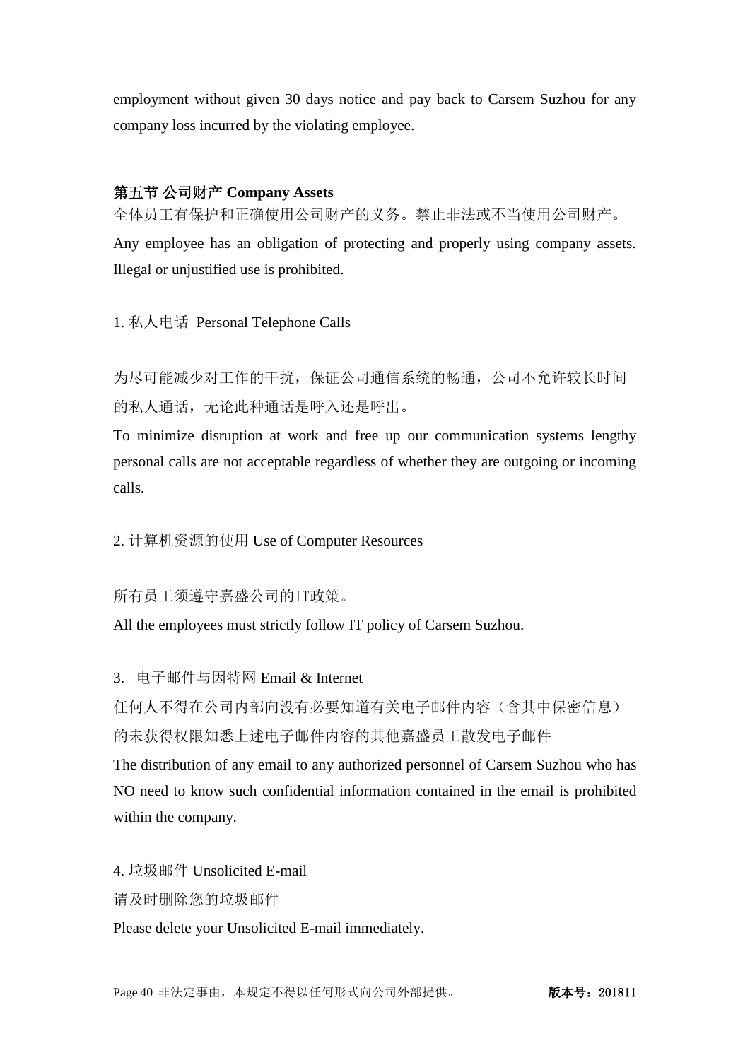employment without given 30 days notice and pay back to Carsem Suzhou for any company loss incurred by the violating employee.

**第五节 公司财产 Company Assets**

全体员工有保护和正确使用公司财产的义务。禁止非法或不当使用公司财产。

Any employee has an obligation of protecting and properly using company assets. Illegal or unjustified use is prohibited.

1. 私人电话 Personal Telephone Calls

为尽可能减少对工作的干扰，保证公司通信系统的畅通，公司不允许较长时间的私人通话，无论此种通话是呼入还是呼出。

To minimize disruption at work and free up our communication systems lengthy personal calls are not acceptable regardless of whether they are outgoing or incoming calls.

2. 计算机资源的使用 Use of Computer Resources

所有员工须遵守嘉盛公司的IT政策。

All the employees must strictly follow IT policy of Carsem Suzhou.

3. 电子邮件与因特网 Email & Internet

任何人不得在公司内部向没有必要知道有关电子邮件内容（含其中保密信息）的未获得权限知悉上述电子邮件内容的其他嘉盛员工散发电子邮件

The distribution of any email to any authorized personnel of Carsem Suzhou who has NO need to know such confidential information contained in the email is prohibited within the company.

4. 垃圾邮件 Unsolicited E-mail

请及时删除您的垃圾邮件

Please delete your Unsolicited E-mail immediately.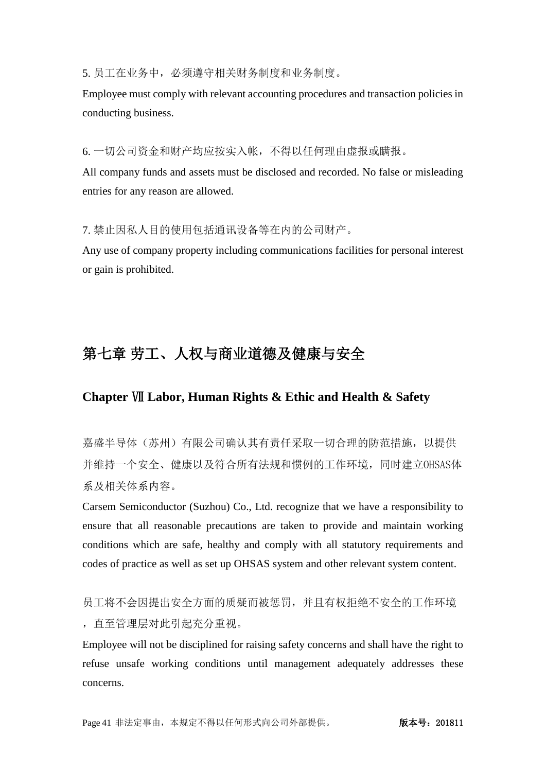5. 员工在业务中，必须遵守相关财务制度和业务制度。

Employee must comply with relevant accounting procedures and transaction policies in conducting business.

6. 一切公司资金和财产均应按实入帐，不得以任何理由虚报或瞒报。

All company funds and assets must be disclosed and recorded. No false or misleading entries for any reason are allowed.

7. 禁止因私人目的使用包括通讯设备等在内的公司财产。

Any use of company property including communications facilities for personal interest or gain is prohibited.

# 第七章 劳工、人权与商业道德及健康与安全

## Chapter Ⅶ Labor, Human Rights & Ethic and Health & Safety

嘉盛半导体（苏州）有限公司确认其有责任采取一切合理的防范措施，以提供并维持一个安全、健康以及符合所有法规和惯例的工作环境，同时建立OHSAS体系及相关体系内容。

Carsem Semiconductor (Suzhou) Co., Ltd. recognize that we have a responsibility to ensure that all reasonable precautions are taken to provide and maintain working conditions which are safe, healthy and comply with all statutory requirements and codes of practice as well as set up OHSAS system and other relevant system content.

员工将不会因提出安全方面的质疑而被惩罚，并且有权拒绝不安全的工作环境，直至管理层对此引起充分重视。

Employee will not be disciplined for raising safety concerns and shall have the right to refuse unsafe working conditions until management adequately addresses these concerns.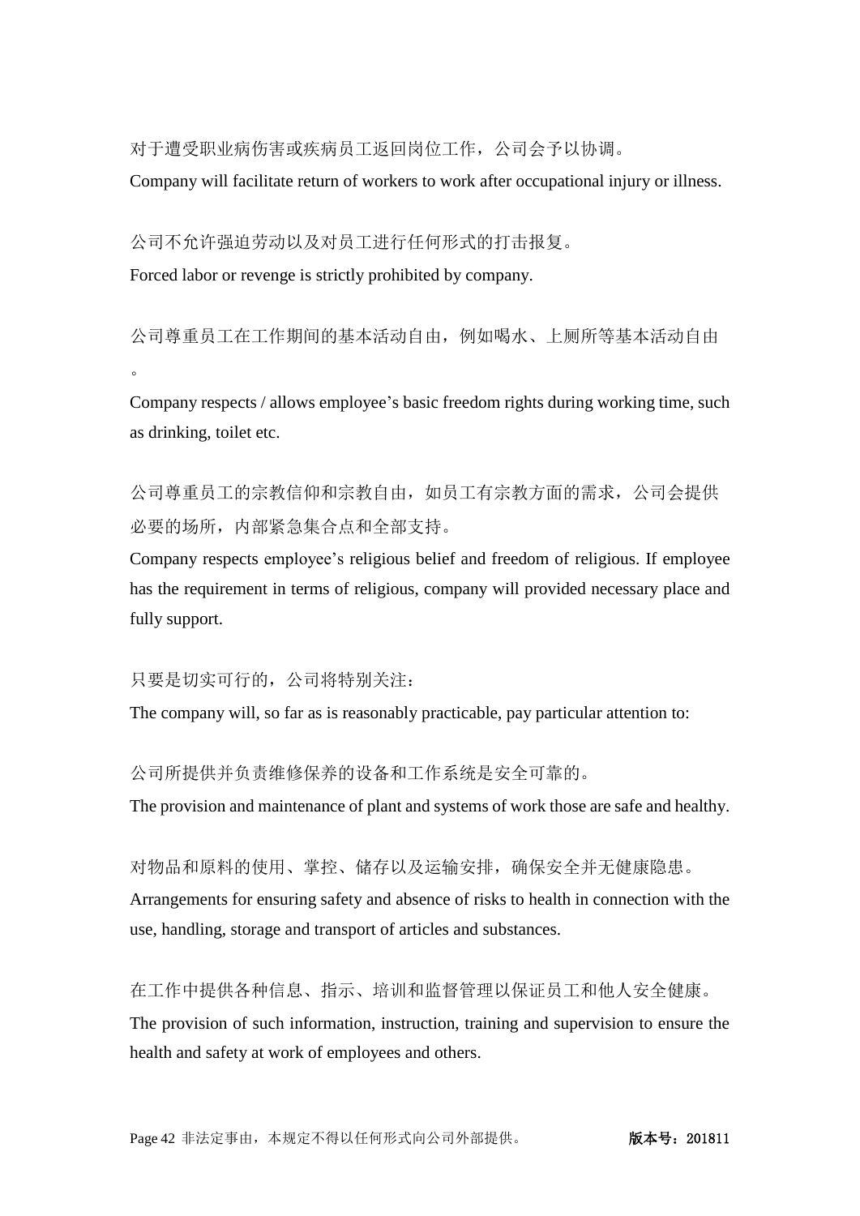对于遭受职业病伤害或疾病员工返回岗位工作，公司会予以协调。

Company will facilitate return of workers to work after occupational injury or illness.

公司不允许强迫劳动以及对员工进行任何形式的打击报复。

Forced labor or revenge is strictly prohibited by company.

公司尊重员工在工作期间的基本活动自由，例如喝水、上厕所等基本活动自由。

Company respects / allows employee’s basic freedom rights during working time, such as drinking, toilet etc.

公司尊重员工的宗教信仰和宗教自由，如员工有宗教方面的需求，公司会提供必要的场所，内部紧急集合点和全部支持。

Company respects employee’s religious belief and freedom of religious. If employee has the requirement in terms of religious, company will provided necessary place and fully support.

只要是切实可行的，公司将特别关注：

The company will, so far as is reasonably practicable, pay particular attention to:

公司所提供并负责维修保养的设备和工作系统是安全可靠的。

The provision and maintenance of plant and systems of work those are safe and healthy.

对物品和原料的使用、掌控、储存以及运输安排，确保安全并无健康隐患。

Arrangements for ensuring safety and absence of risks to health in connection with the use, handling, storage and transport of articles and substances.

在工作中提供各种信息、指示、培训和监督管理以保证员工和他人安全健康。

The provision of such information, instruction, training and supervision to ensure the health and safety at work of employees and others.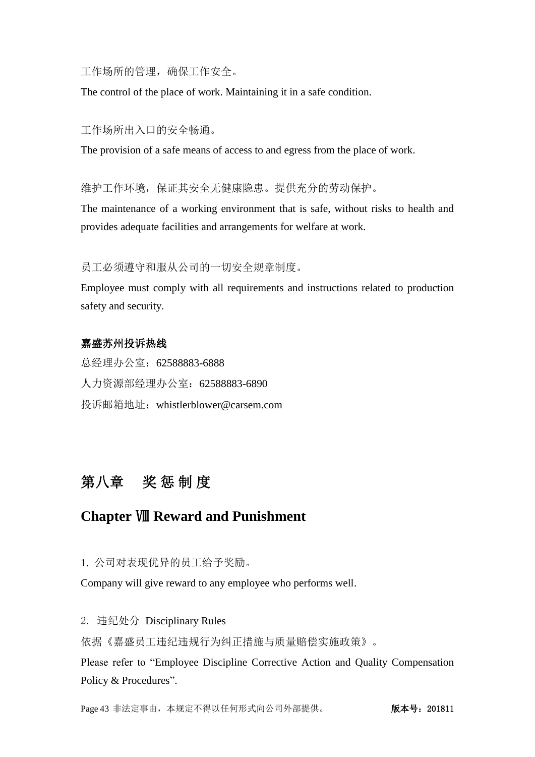工作场所的管理，确保工作安全。

The control of the place of work. Maintaining it in a safe condition.

工作场所出入口的安全畅通。

The provision of a safe means of access to and egress from the place of work.

维护工作环境，保证其安全无健康隐患。提供充分的劳动保护。

The maintenance of a working environment that is safe, without risks to health and provides adequate facilities and arrangements for welfare at work.

员工必须遵守和服从公司的一切安全规章制度。

Employee must comply with all requirements and instructions related to production safety and security.

**嘉盛苏州投诉热线**

总经理办公室：62588883-6888

人力资源部经理办公室：62588883-6890

投诉邮箱地址：whistlerblower@carsem.com

# 第八章　奖 惩 制 度

# Chapter Ⅷ Reward and Punishment

1. 公司对表现优异的员工给予奖励。

Company will give reward to any employee who performs well.

2. 违纪处分 Disciplinary Rules

依据《嘉盛员工违纪违规行为纠正措施与质量赔偿实施政策》。

Please refer to “Employee Discipline Corrective Action and Quality Compensation Policy & Procedures”.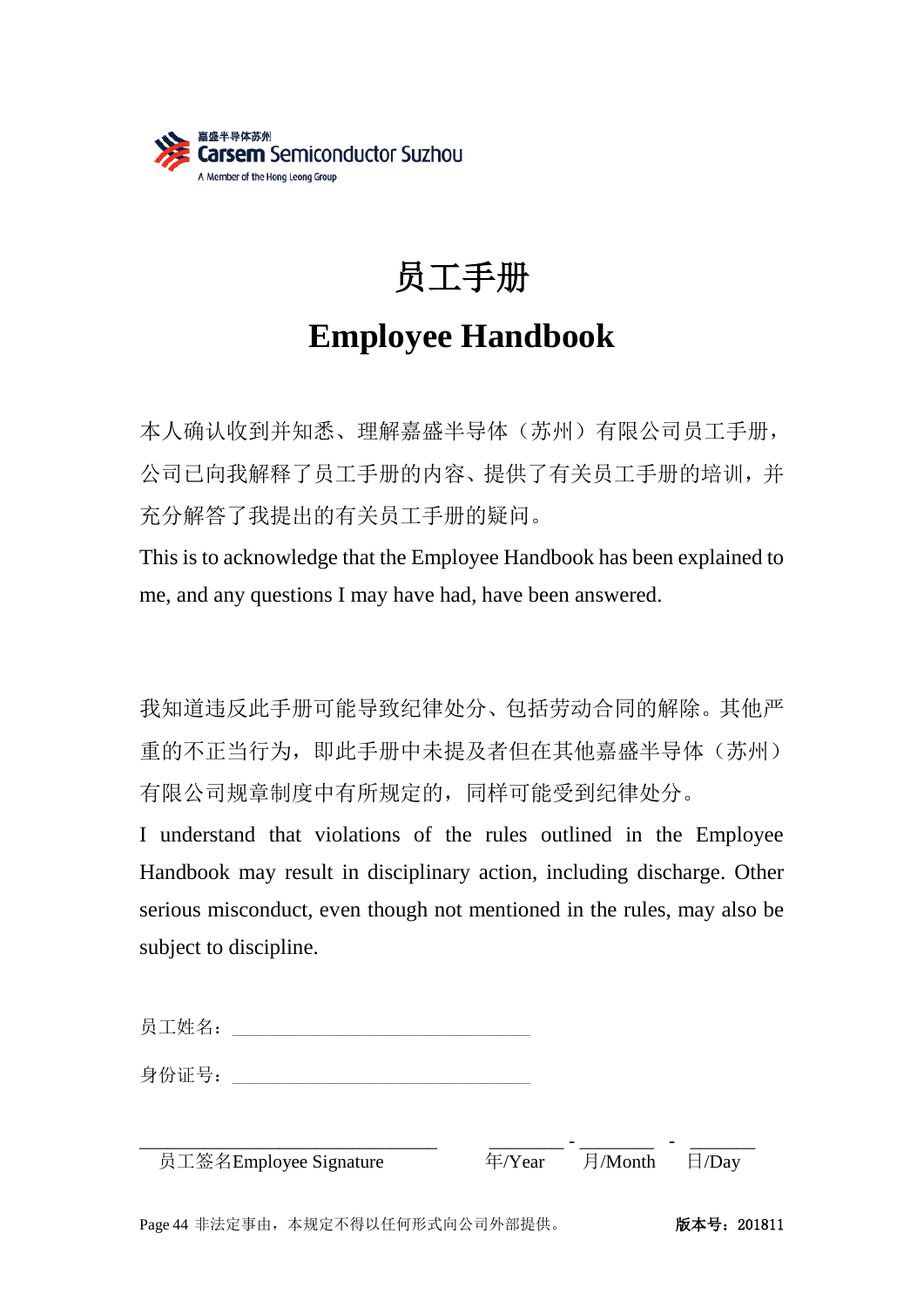嘉盛半导体苏州
Carsem Semiconductor Suzhou
A Member of the Hong Leong Group

# 员工手册

# Employee Handbook

本人确认收到并知悉、理解嘉盛半导体（苏州）有限公司员工手册，公司已向我解释了员工手册的内容、提供了有关员工手册的培训，并充分解答了我提出的有关员工手册的疑问。

This is to acknowledge that the Employee Handbook has been explained to me, and any questions I may have had, have been answered.

我知道违反此手册可能导致纪律处分、包括劳动合同的解除。其他严重的不正当行为，即此手册中未提及者但在其他嘉盛半导体（苏州）有限公司规章制度中有所规定的，同样可能受到纪律处分。

I understand that violations of the rules outlined in the Employee Handbook may result in disciplinary action, including discharge. Other serious misconduct, even though not mentioned in the rules, may also be subject to discipline.

员工姓名：________________________________

身份证号：________________________________

________________________________　　________ - ________ - ________

员工签名Employee Signature　　年/Year　月/Month　日/Day

非法定事由，本规定不得以任何形式向公司外部提供。　　**版本号：**201811